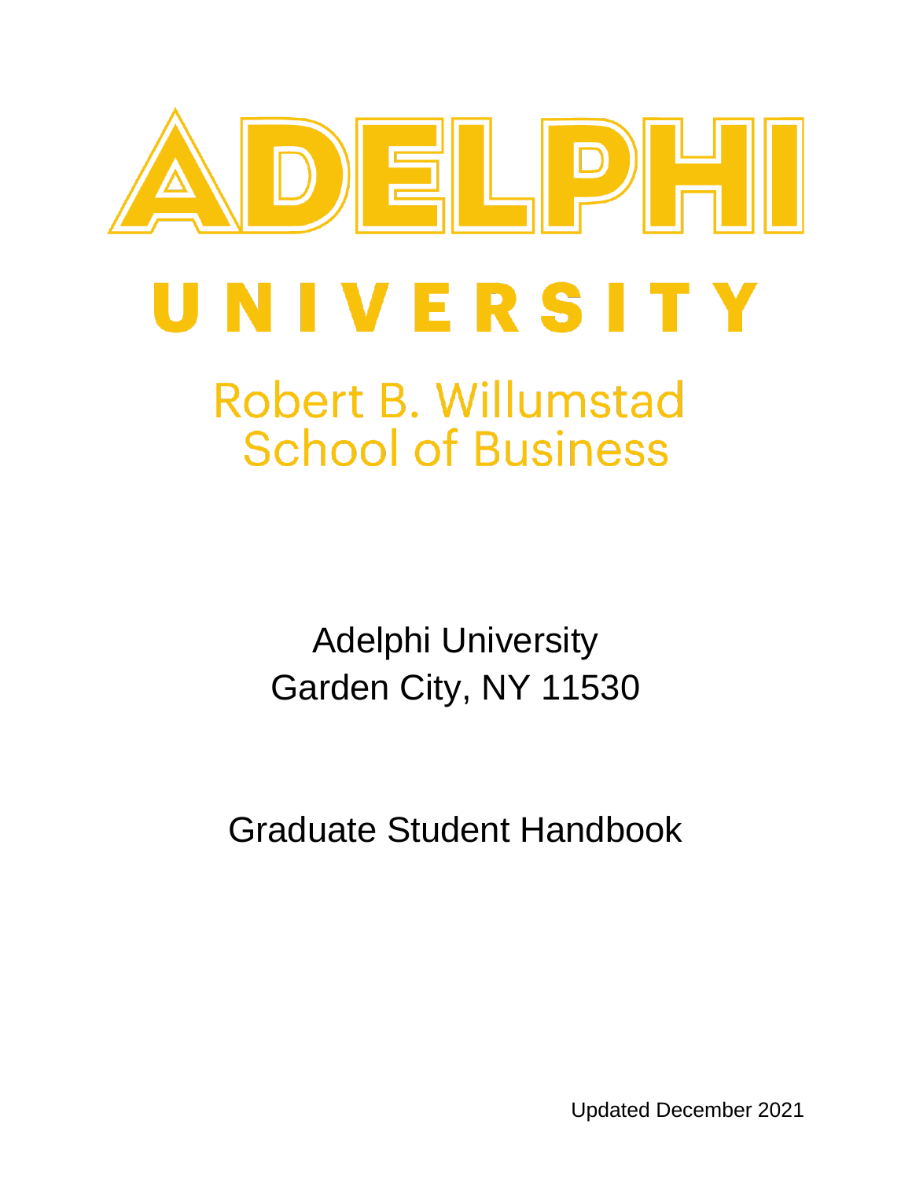# ADELPHI UNIVERSITY

## Robert B. Willumstad School of Business

Adelphi University
Garden City, NY 11530

# Graduate Student Handbook

Updated December 2021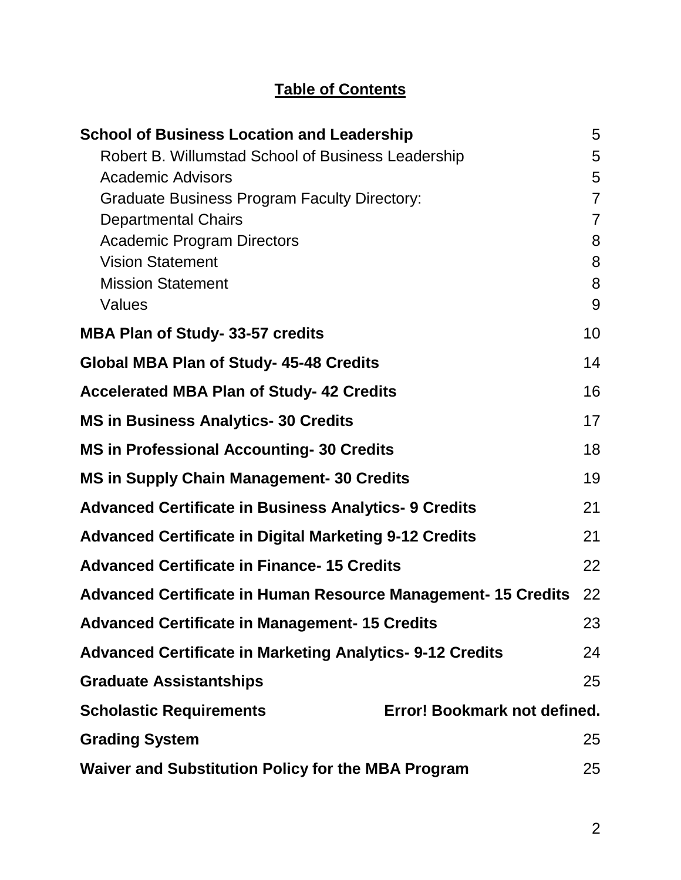## Table of Contents

**School of Business Location and Leadership** 5

- Robert B. Willumstad School of Business Leadership 5
- Academic Advisors 5
- Graduate Business Program Faculty Directory: 7
- Departmental Chairs 7
- Academic Program Directors 8
- Vision Statement 8
- Mission Statement 8
- Values 9

**MBA Plan of Study- 33-57 credits** 10

**Global MBA Plan of Study- 45-48 Credits** 14

**Accelerated MBA Plan of Study- 42 Credits** 16

**MS in Business Analytics- 30 Credits** 17

**MS in Professional Accounting- 30 Credits** 18

**MS in Supply Chain Management- 30 Credits** 19

**Advanced Certificate in Business Analytics- 9 Credits** 21

**Advanced Certificate in Digital Marketing 9-12 Credits** 21

**Advanced Certificate in Finance- 15 Credits** 22

**Advanced Certificate in Human Resource Management- 15 Credits** 22

**Advanced Certificate in Management- 15 Credits** 23

**Advanced Certificate in Marketing Analytics- 9-12 Credits** 24

**Graduate Assistantships** 25

**Scholastic Requirements** **Error! Bookmark not defined.**

**Grading System** 25

**Waiver and Substitution Policy for the MBA Program** 25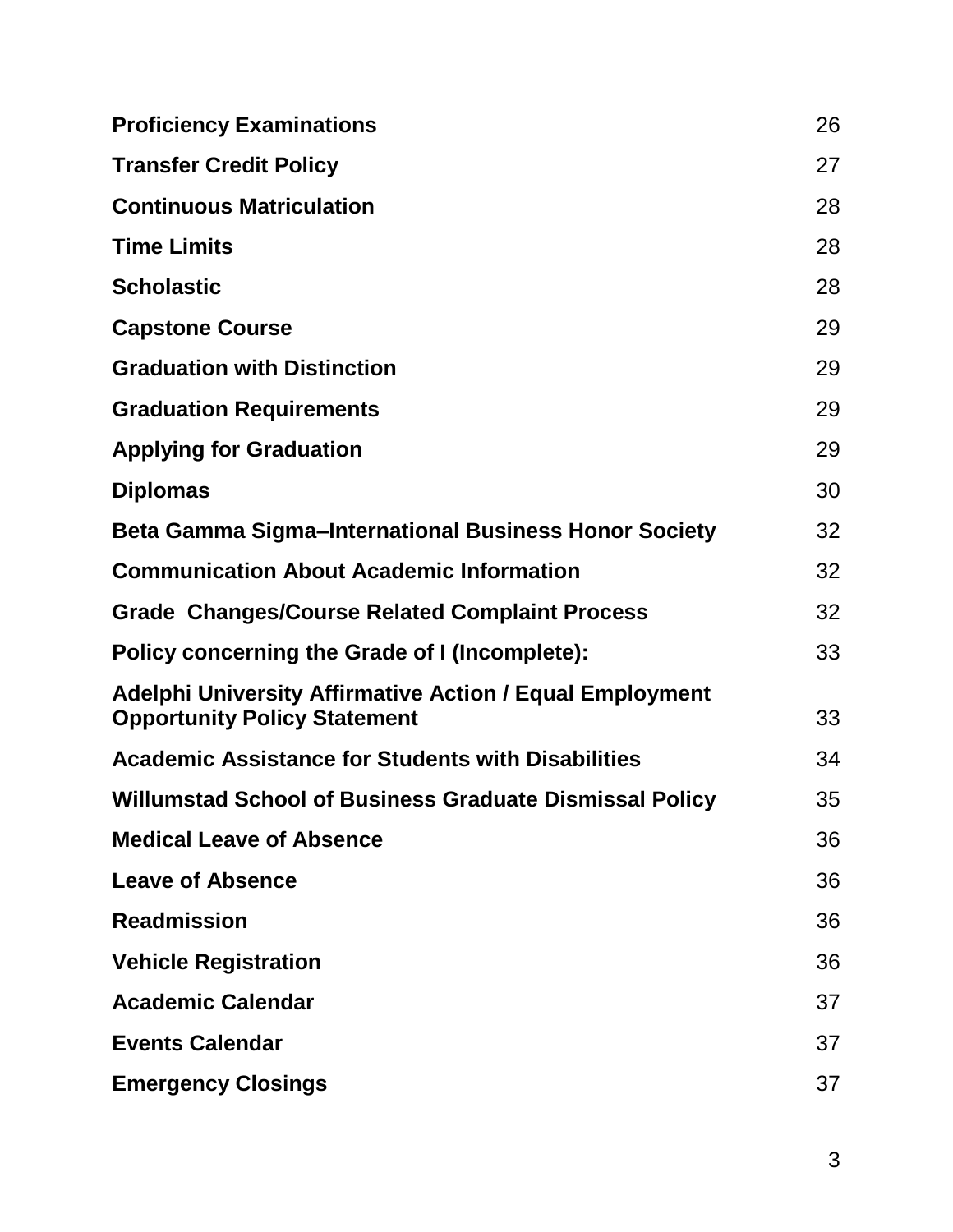| | |
|---|---|
| **Proficiency Examinations** | 26 |
| **Transfer Credit Policy** | 27 |
| **Continuous Matriculation** | 28 |
| **Time Limits** | 28 |
| **Scholastic** | 28 |
| **Capstone Course** | 29 |
| **Graduation with Distinction** | 29 |
| **Graduation Requirements** | 29 |
| **Applying for Graduation** | 29 |
| **Diplomas** | 30 |
| **Beta Gamma Sigma–International Business Honor Society** | 32 |
| **Communication About Academic Information** | 32 |
| **Grade Changes/Course Related Complaint Process** | 32 |
| **Policy concerning the Grade of I (Incomplete):** | 33 |
| **Adelphi University Affirmative Action / Equal Employment Opportunity Policy Statement** | 33 |
| **Academic Assistance for Students with Disabilities** | 34 |
| **Willumstad School of Business Graduate Dismissal Policy** | 35 |
| **Medical Leave of Absence** | 36 |
| **Leave of Absence** | 36 |
| **Readmission** | 36 |
| **Vehicle Registration** | 36 |
| **Academic Calendar** | 37 |
| **Events Calendar** | 37 |
| **Emergency Closings** | 37 |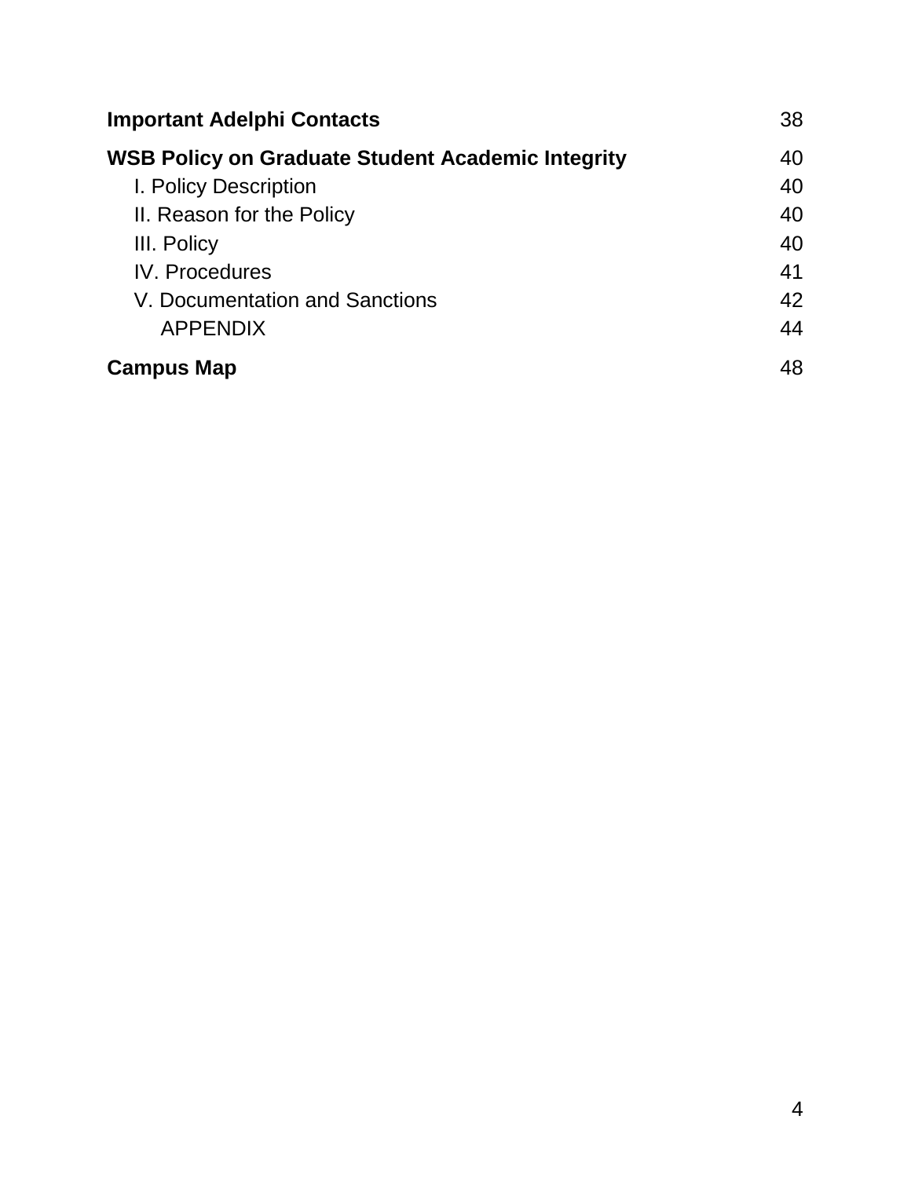**Important Adelphi Contacts** 38

**WSB Policy on Graduate Student Academic Integrity** 40

- I. Policy Description 40
- II. Reason for the Policy 40
- III. Policy 40
- IV. Procedures 41
- V. Documentation and Sanctions 42
  - APPENDIX 44

**Campus Map** 48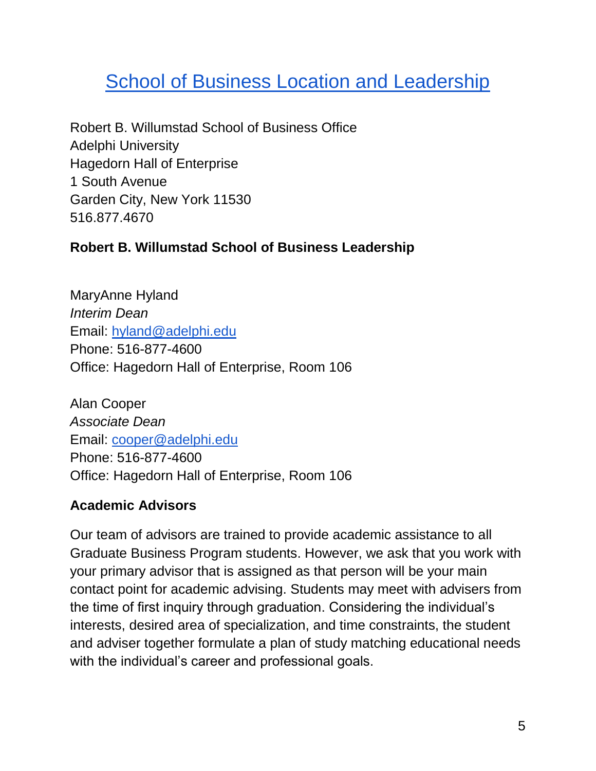# [School of Business Location and Leadership]

Robert B. Willumstad School of Business Office
Adelphi University
Hagedorn Hall of Enterprise
1 South Avenue
Garden City, New York 11530
516.877.4670

**Robert B. Willumstad School of Business Leadership**

MaryAnne Hyland
*Interim Dean*
Email: hyland@adelphi.edu
Phone: 516-877-4600
Office: Hagedorn Hall of Enterprise, Room 106

Alan Cooper
*Associate Dean*
Email: cooper@adelphi.edu
Phone: 516-877-4600
Office: Hagedorn Hall of Enterprise, Room 106

**Academic Advisors**

Our team of advisors are trained to provide academic assistance to all Graduate Business Program students. However, we ask that you work with your primary advisor that is assigned as that person will be your main contact point for academic advising. Students may meet with advisers from the time of first inquiry through graduation. Considering the individual's interests, desired area of specialization, and time constraints, the student and adviser together formulate a plan of study matching educational needs with the individual's career and professional goals.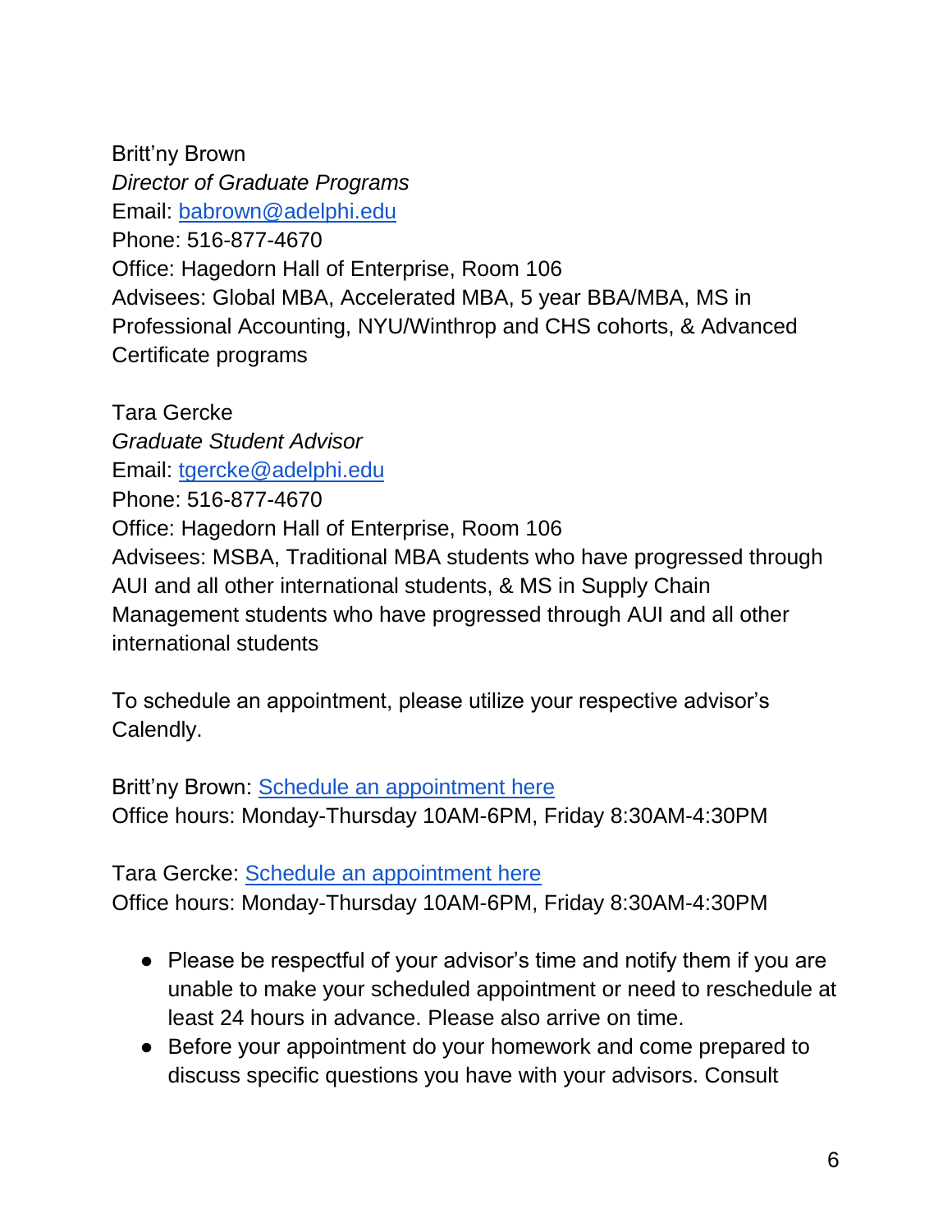Britt'ny Brown
*Director of Graduate Programs*
Email: babrown@adelphi.edu
Phone: 516-877-4670
Office: Hagedorn Hall of Enterprise, Room 106
Advisees: Global MBA, Accelerated MBA, 5 year BBA/MBA, MS in Professional Accounting, NYU/Winthrop and CHS cohorts, & Advanced Certificate programs

Tara Gercke
*Graduate Student Advisor*
Email: tgercke@adelphi.edu
Phone: 516-877-4670
Office: Hagedorn Hall of Enterprise, Room 106
Advisees: MSBA, Traditional MBA students who have progressed through AUI and all other international students, & MS in Supply Chain Management students who have progressed through AUI and all other international students

To schedule an appointment, please utilize your respective advisor's Calendly.

Britt'ny Brown: Schedule an appointment here
Office hours: Monday-Thursday 10AM-6PM, Friday 8:30AM-4:30PM

Tara Gercke: Schedule an appointment here
Office hours: Monday-Thursday 10AM-6PM, Friday 8:30AM-4:30PM

- Please be respectful of your advisor's time and notify them if you are unable to make your scheduled appointment or need to reschedule at least 24 hours in advance. Please also arrive on time.
- Before your appointment do your homework and come prepared to discuss specific questions you have with your advisors. Consult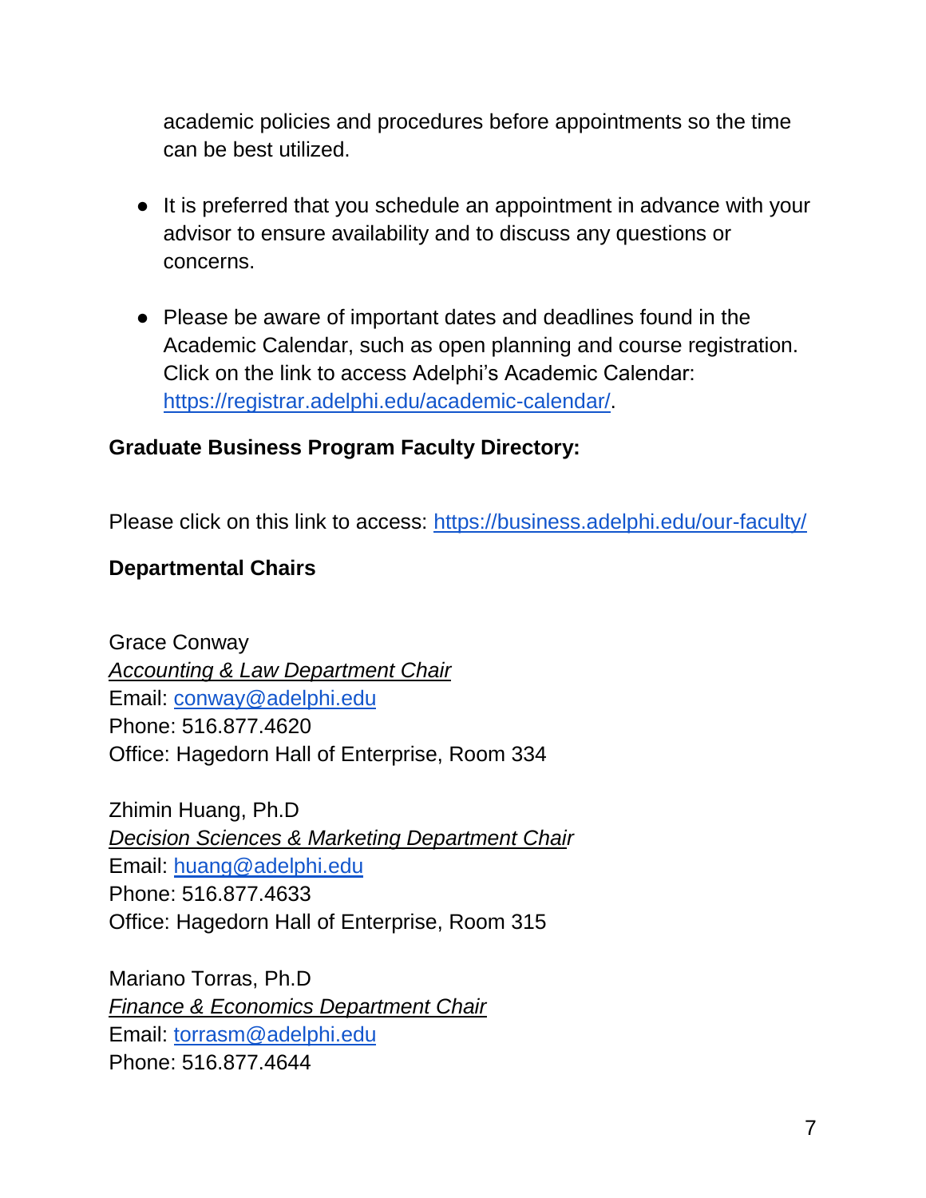academic policies and procedures before appointments so the time can be best utilized.

- It is preferred that you schedule an appointment in advance with your advisor to ensure availability and to discuss any questions or concerns.

- Please be aware of important dates and deadlines found in the Academic Calendar, such as open planning and course registration. Click on the link to access Adelphi's Academic Calendar: [https://registrar.adelphi.edu/academic-calendar/](https://registrar.adelphi.edu/academic-calendar/).

**Graduate Business Program Faculty Directory:**

Please click on this link to access: [https://business.adelphi.edu/our-faculty/](https://business.adelphi.edu/our-faculty/)

**Departmental Chairs**

Grace Conway
*Accounting & Law Department Chair*
Email: [conway@adelphi.edu](mailto:conway@adelphi.edu)
Phone: 516.877.4620
Office: Hagedorn Hall of Enterprise, Room 334

Zhimin Huang, Ph.D
*Decision Sciences & Marketing Department Chair*
Email: [huang@adelphi.edu](mailto:huang@adelphi.edu)
Phone: 516.877.4633
Office: Hagedorn Hall of Enterprise, Room 315

Mariano Torras, Ph.D
*Finance & Economics Department Chair*
Email: [torrasm@adelphi.edu](mailto:torrasm@adelphi.edu)
Phone: 516.877.4644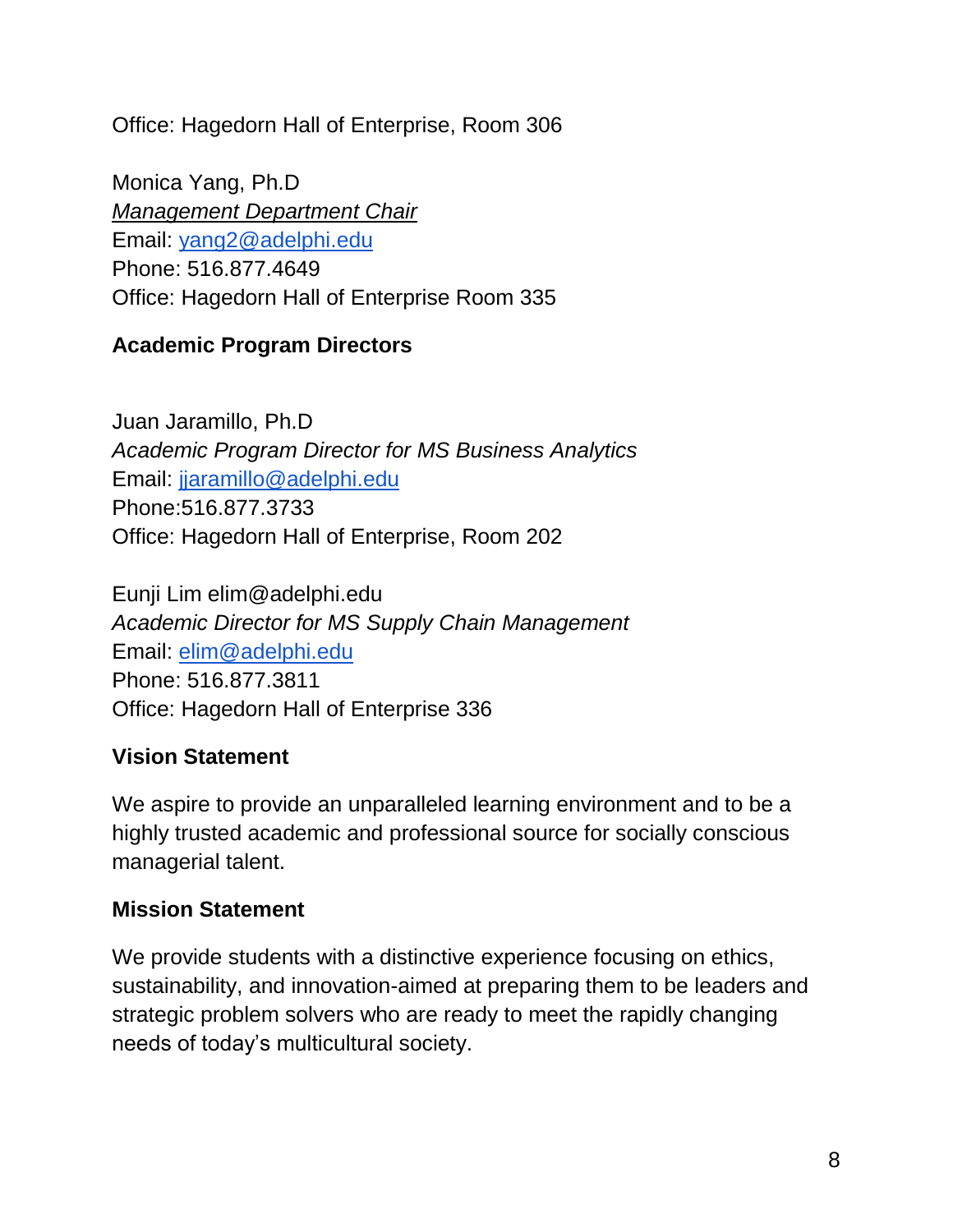Office: Hagedorn Hall of Enterprise, Room 306

Monica Yang, Ph.D  
*Management Department Chair*  
Email: yang2@adelphi.edu  
Phone: 516.877.4649  
Office: Hagedorn Hall of Enterprise Room 335

**Academic Program Directors**

Juan Jaramillo, Ph.D  
*Academic Program Director for MS Business Analytics*  
Email: jjaramillo@adelphi.edu  
Phone:516.877.3733  
Office: Hagedorn Hall of Enterprise, Room 202

Eunji Lim elim@adelphi.edu  
*Academic Director for MS Supply Chain Management*  
Email: elim@adelphi.edu  
Phone: 516.877.3811  
Office: Hagedorn Hall of Enterprise 336

**Vision Statement**

We aspire to provide an unparalleled learning environment and to be a highly trusted academic and professional source for socially conscious managerial talent.

**Mission Statement**

We provide students with a distinctive experience focusing on ethics, sustainability, and innovation-aimed at preparing them to be leaders and strategic problem solvers who are ready to meet the rapidly changing needs of today's multicultural society.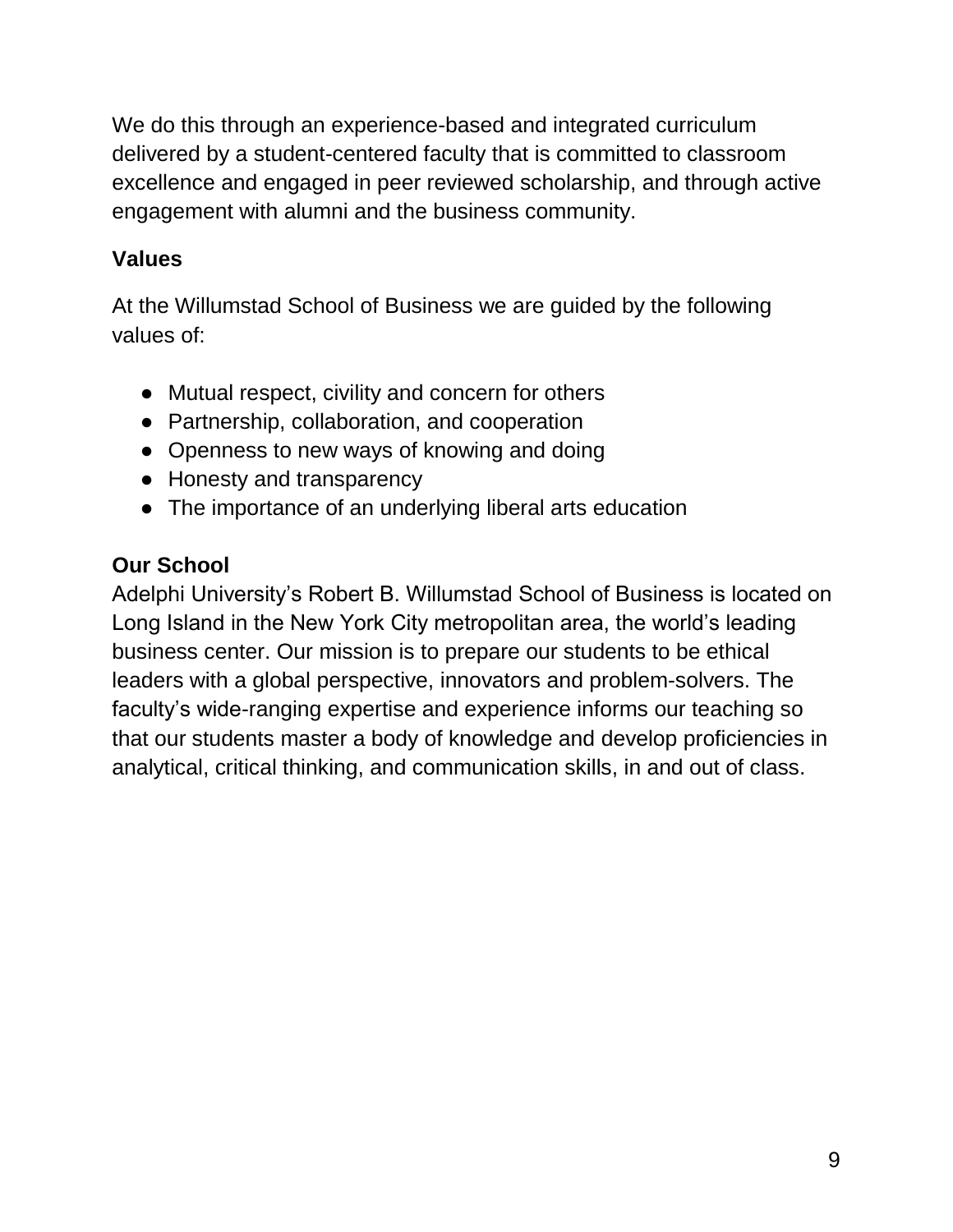We do this through an experience-based and integrated curriculum delivered by a student-centered faculty that is committed to classroom excellence and engaged in peer reviewed scholarship, and through active engagement with alumni and the business community.

## Values

At the Willumstad School of Business we are guided by the following values of:

- Mutual respect, civility and concern for others
- Partnership, collaboration, and cooperation
- Openness to new ways of knowing and doing
- Honesty and transparency
- The importance of an underlying liberal arts education

## Our School

Adelphi University's Robert B. Willumstad School of Business is located on Long Island in the New York City metropolitan area, the world's leading business center. Our mission is to prepare our students to be ethical leaders with a global perspective, innovators and problem-solvers. The faculty's wide-ranging expertise and experience informs our teaching so that our students master a body of knowledge and develop proficiencies in analytical, critical thinking, and communication skills, in and out of class.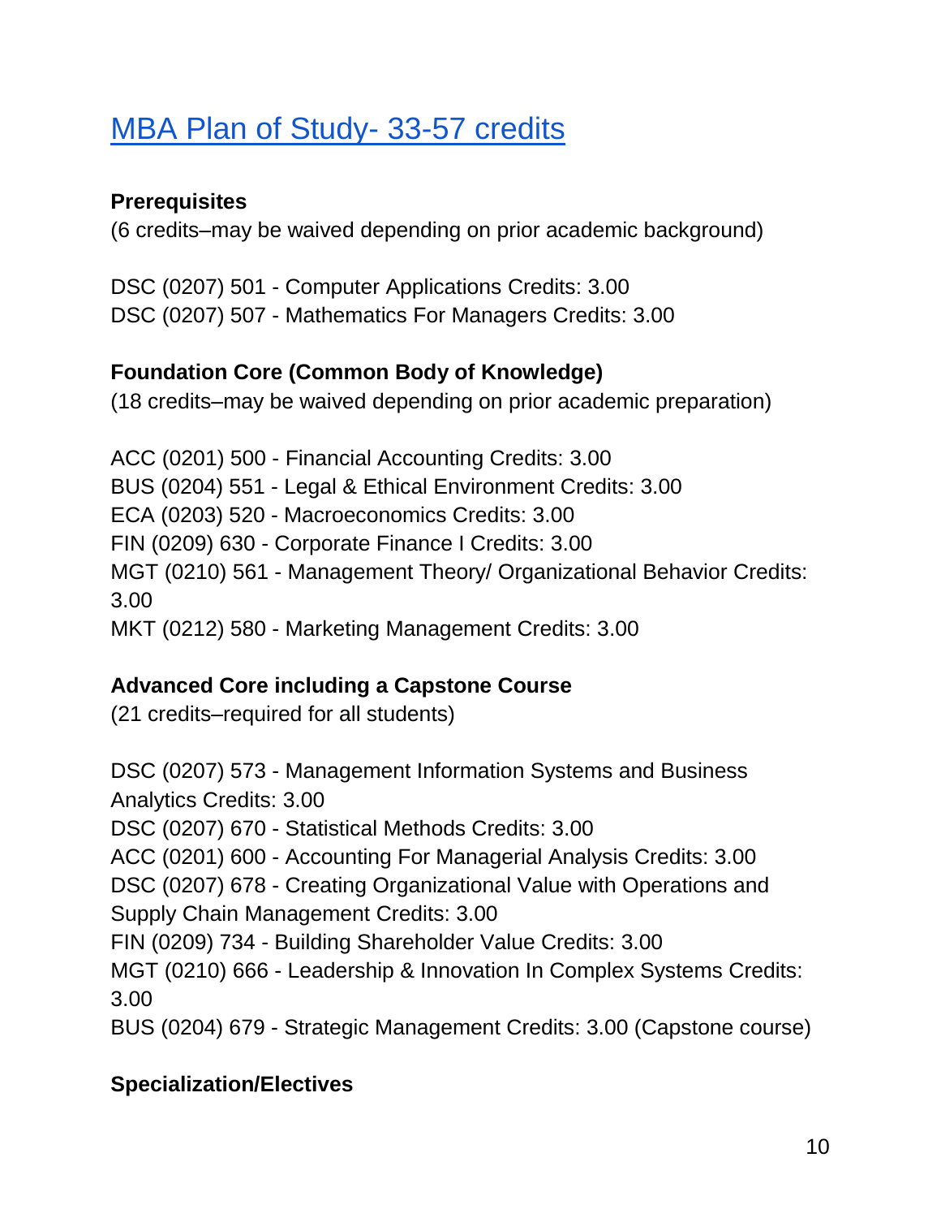## [MBA Plan of Study- 33-57 credits]()

**Prerequisites**

(6 credits–may be waived depending on prior academic background)

DSC (0207) 501 - Computer Applications Credits: 3.00
DSC (0207) 507 - Mathematics For Managers Credits: 3.00

**Foundation Core (Common Body of Knowledge)**

(18 credits–may be waived depending on prior academic preparation)

ACC (0201) 500 - Financial Accounting Credits: 3.00
BUS (0204) 551 - Legal & Ethical Environment Credits: 3.00
ECA (0203) 520 - Macroeconomics Credits: 3.00
FIN (0209) 630 - Corporate Finance I Credits: 3.00
MGT (0210) 561 - Management Theory/ Organizational Behavior Credits: 3.00
MKT (0212) 580 - Marketing Management Credits: 3.00

**Advanced Core including a Capstone Course**

(21 credits–required for all students)

DSC (0207) 573 - Management Information Systems and Business Analytics Credits: 3.00
DSC (0207) 670 - Statistical Methods Credits: 3.00
ACC (0201) 600 - Accounting For Managerial Analysis Credits: 3.00
DSC (0207) 678 - Creating Organizational Value with Operations and Supply Chain Management Credits: 3.00
FIN (0209) 734 - Building Shareholder Value Credits: 3.00
MGT (0210) 666 - Leadership & Innovation In Complex Systems Credits: 3.00
BUS (0204) 679 - Strategic Management Credits: 3.00 (Capstone course)

**Specialization/Electives**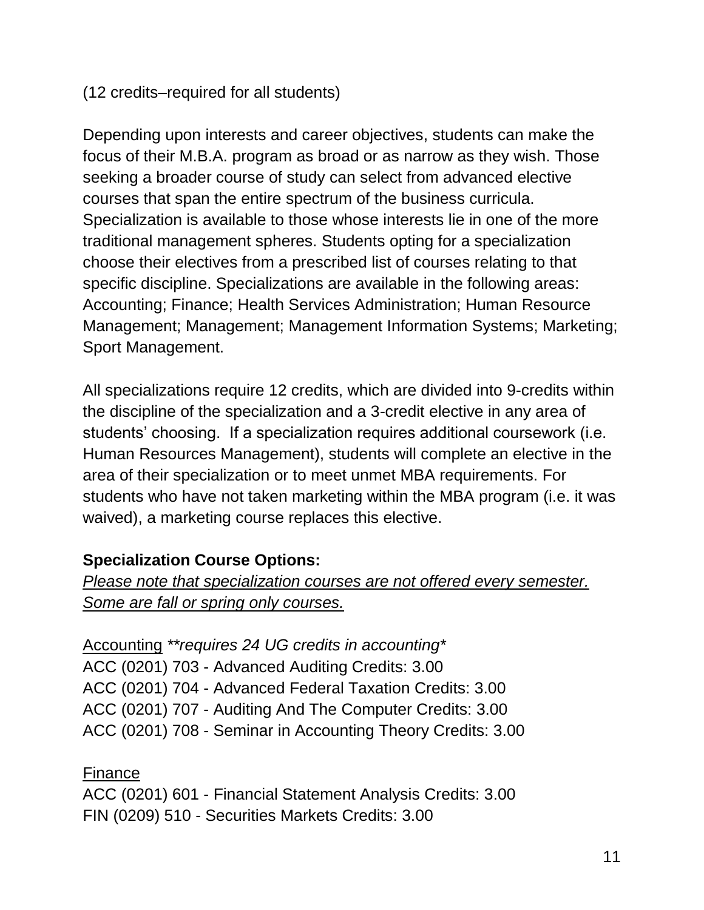(12 credits–required for all students)

Depending upon interests and career objectives, students can make the focus of their M.B.A. program as broad or as narrow as they wish. Those seeking a broader course of study can select from advanced elective courses that span the entire spectrum of the business curricula. Specialization is available to those whose interests lie in one of the more traditional management spheres. Students opting for a specialization choose their electives from a prescribed list of courses relating to that specific discipline. Specializations are available in the following areas: Accounting; Finance; Health Services Administration; Human Resource Management; Management; Management Information Systems; Marketing; Sport Management.

All specializations require 12 credits, which are divided into 9-credits within the discipline of the specialization and a 3-credit elective in any area of students' choosing. If a specialization requires additional coursework (i.e. Human Resources Management), students will complete an elective in the area of their specialization or to meet unmet MBA requirements. For students who have not taken marketing within the MBA program (i.e. it was waived), a marketing course replaces this elective.

**Specialization Course Options:**

*Please note that specialization courses are not offered every semester. Some are fall or spring only courses.*

Accounting *\*\*requires 24 UG credits in accounting\**

ACC (0201) 703 - Advanced Auditing Credits: 3.00
ACC (0201) 704 - Advanced Federal Taxation Credits: 3.00
ACC (0201) 707 - Auditing And The Computer Credits: 3.00
ACC (0201) 708 - Seminar in Accounting Theory Credits: 3.00

Finance

ACC (0201) 601 - Financial Statement Analysis Credits: 3.00
FIN (0209) 510 - Securities Markets Credits: 3.00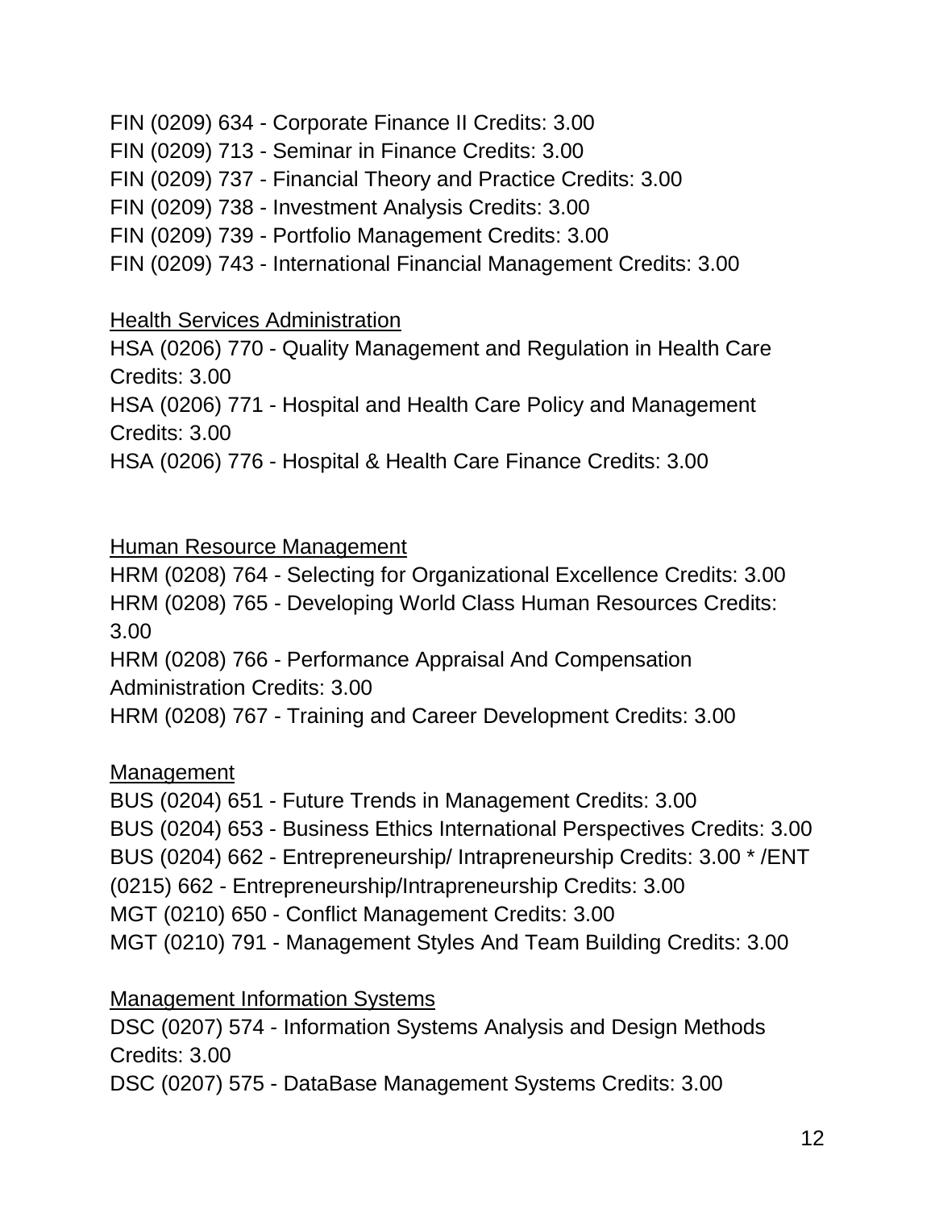FIN (0209) 634 - Corporate Finance II Credits: 3.00
FIN (0209) 713 - Seminar in Finance Credits: 3.00
FIN (0209) 737 - Financial Theory and Practice Credits: 3.00
FIN (0209) 738 - Investment Analysis Credits: 3.00
FIN (0209) 739 - Portfolio Management Credits: 3.00
FIN (0209) 743 - International Financial Management Credits: 3.00

Health Services Administration

HSA (0206) 770 - Quality Management and Regulation in Health Care Credits: 3.00
HSA (0206) 771 - Hospital and Health Care Policy and Management Credits: 3.00
HSA (0206) 776 - Hospital & Health Care Finance Credits: 3.00

Human Resource Management

HRM (0208) 764 - Selecting for Organizational Excellence Credits: 3.00
HRM (0208) 765 - Developing World Class Human Resources Credits: 3.00
HRM (0208) 766 - Performance Appraisal And Compensation Administration Credits: 3.00
HRM (0208) 767 - Training and Career Development Credits: 3.00

Management

BUS (0204) 651 - Future Trends in Management Credits: 3.00
BUS (0204) 653 - Business Ethics International Perspectives Credits: 3.00
BUS (0204) 662 - Entrepreneurship/ Intrapreneurship Credits: 3.00 * /ENT (0215) 662 - Entrepreneurship/Intrapreneurship Credits: 3.00
MGT (0210) 650 - Conflict Management Credits: 3.00
MGT (0210) 791 - Management Styles And Team Building Credits: 3.00

Management Information Systems

DSC (0207) 574 - Information Systems Analysis and Design Methods Credits: 3.00
DSC (0207) 575 - DataBase Management Systems Credits: 3.00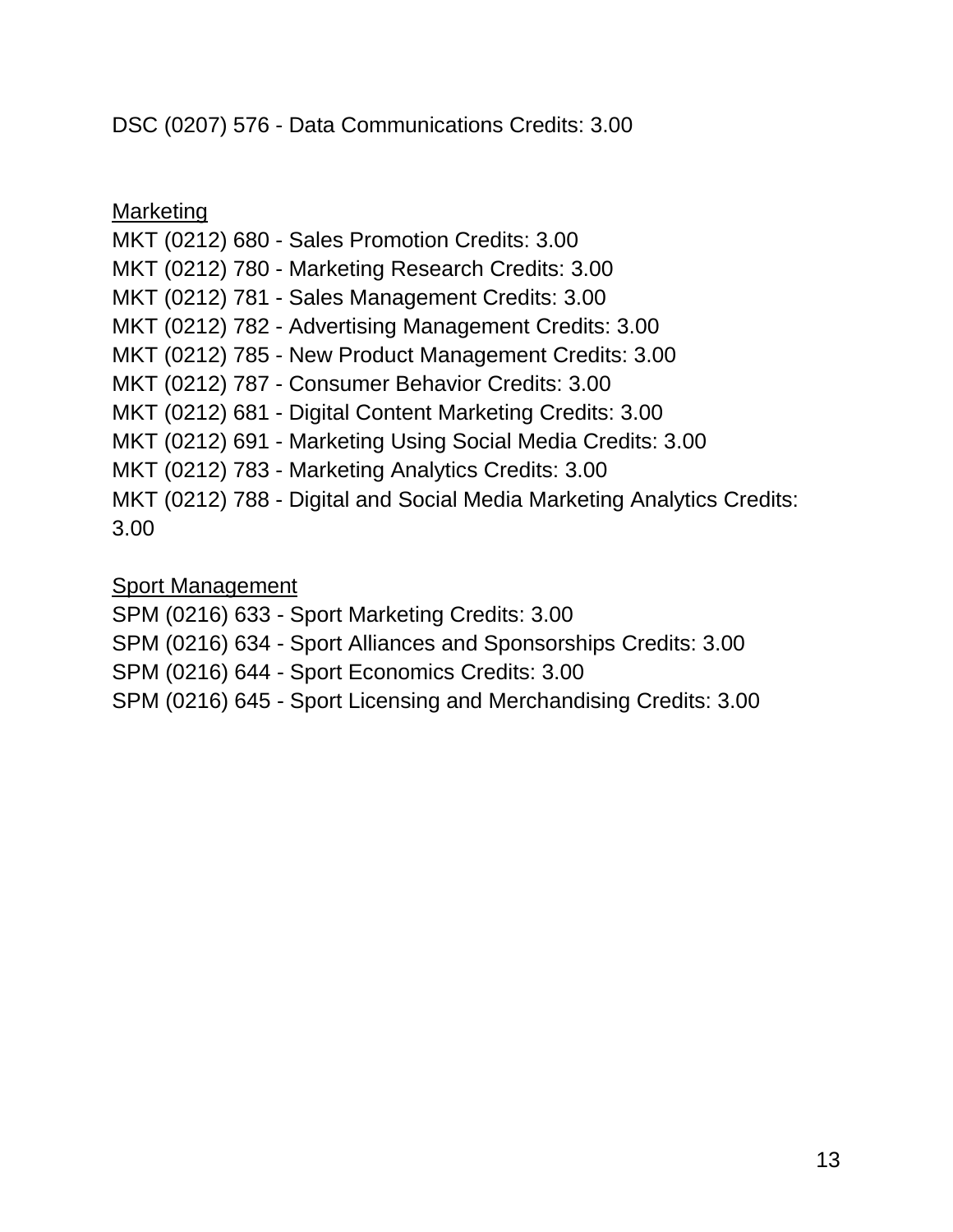DSC (0207) 576 - Data Communications Credits: 3.00

Marketing

MKT (0212) 680 - Sales Promotion Credits: 3.00
MKT (0212) 780 - Marketing Research Credits: 3.00
MKT (0212) 781 - Sales Management Credits: 3.00
MKT (0212) 782 - Advertising Management Credits: 3.00
MKT (0212) 785 - New Product Management Credits: 3.00
MKT (0212) 787 - Consumer Behavior Credits: 3.00
MKT (0212) 681 - Digital Content Marketing Credits: 3.00
MKT (0212) 691 - Marketing Using Social Media Credits: 3.00
MKT (0212) 783 - Marketing Analytics Credits: 3.00
MKT (0212) 788 - Digital and Social Media Marketing Analytics Credits: 3.00

Sport Management

SPM (0216) 633 - Sport Marketing Credits: 3.00
SPM (0216) 634 - Sport Alliances and Sponsorships Credits: 3.00
SPM (0216) 644 - Sport Economics Credits: 3.00
SPM (0216) 645 - Sport Licensing and Merchandising Credits: 3.00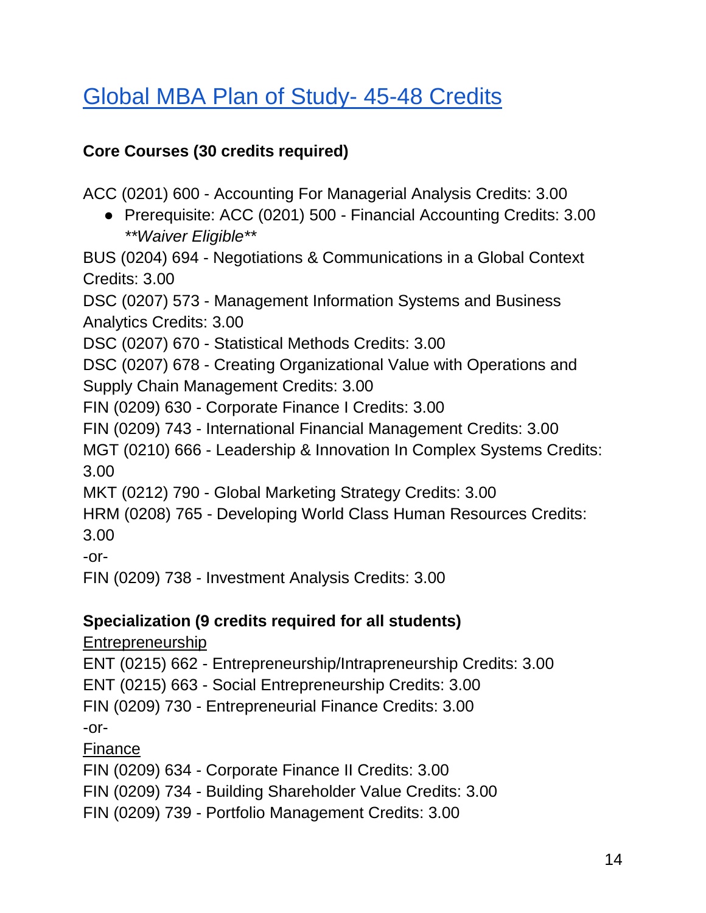# [Global MBA Plan of Study- 45-48 Credits]

**Core Courses (30 credits required)**

ACC (0201) 600 - Accounting For Managerial Analysis Credits: 3.00

- Prerequisite: ACC (0201) 500 - Financial Accounting Credits: 3.00 *\*\*Waiver Eligible\*\**

BUS (0204) 694 - Negotiations & Communications in a Global Context Credits: 3.00

DSC (0207) 573 - Management Information Systems and Business Analytics Credits: 3.00

DSC (0207) 670 - Statistical Methods Credits: 3.00

DSC (0207) 678 - Creating Organizational Value with Operations and Supply Chain Management Credits: 3.00

FIN (0209) 630 - Corporate Finance I Credits: 3.00

FIN (0209) 743 - International Financial Management Credits: 3.00

MGT (0210) 666 - Leadership & Innovation In Complex Systems Credits: 3.00

MKT (0212) 790 - Global Marketing Strategy Credits: 3.00

HRM (0208) 765 - Developing World Class Human Resources Credits: 3.00

-or-

FIN (0209) 738 - Investment Analysis Credits: 3.00

**Specialization (9 credits required for all students)**

<u>Entrepreneurship</u>

ENT (0215) 662 - Entrepreneurship/Intrapreneurship Credits: 3.00

ENT (0215) 663 - Social Entrepreneurship Credits: 3.00

FIN (0209) 730 - Entrepreneurial Finance Credits: 3.00

-or-

<u>Finance</u>

FIN (0209) 634 - Corporate Finance II Credits: 3.00

FIN (0209) 734 - Building Shareholder Value Credits: 3.00

FIN (0209) 739 - Portfolio Management Credits: 3.00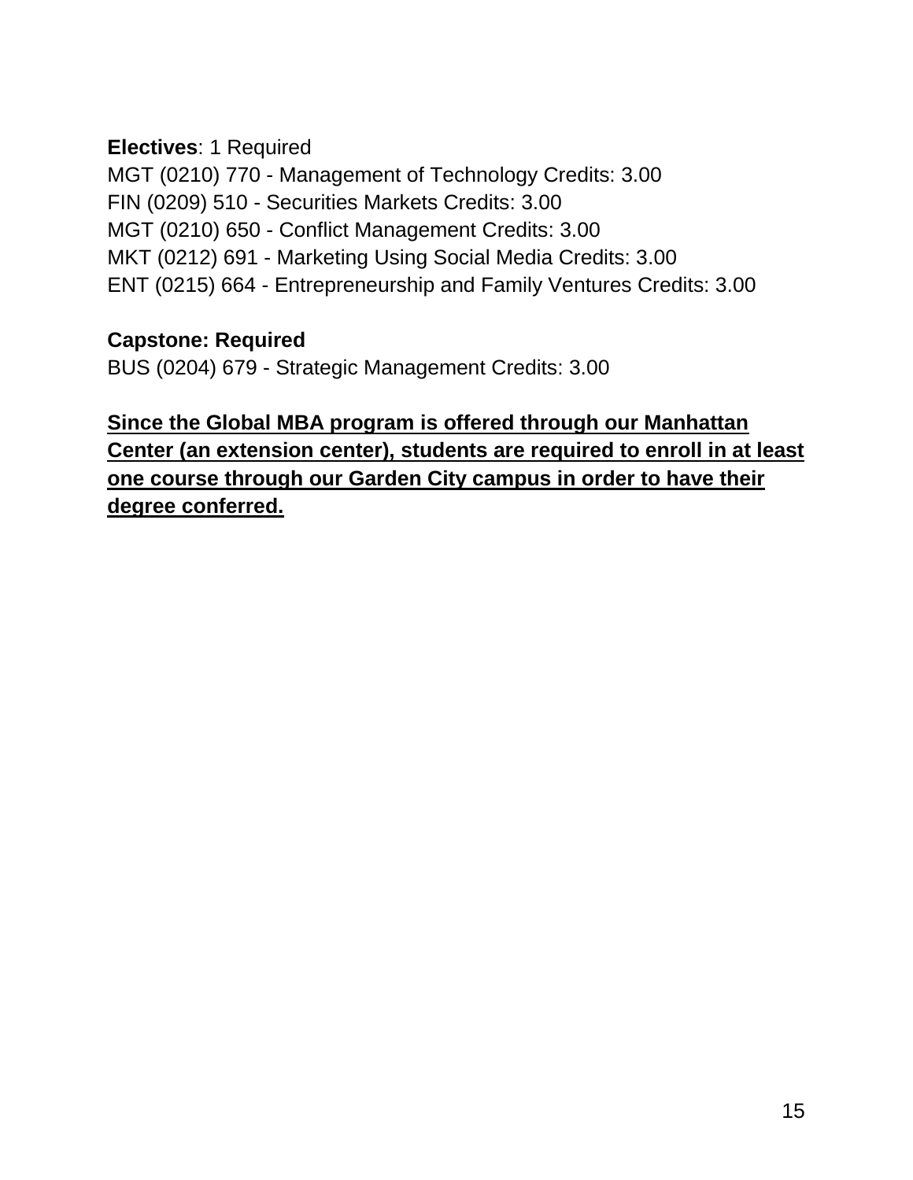**Electives**: 1 Required
MGT (0210) 770 - Management of Technology Credits: 3.00
FIN (0209) 510 - Securities Markets Credits: 3.00
MGT (0210) 650 - Conflict Management Credits: 3.00
MKT (0212) 691 - Marketing Using Social Media Credits: 3.00
ENT (0215) 664 - Entrepreneurship and Family Ventures Credits: 3.00

**Capstone: Required**
BUS (0204) 679 - Strategic Management Credits: 3.00

<u>**Since the Global MBA program is offered through our Manhattan Center (an extension center), students are required to enroll in at least one course through our Garden City campus in order to have their degree conferred.**</u>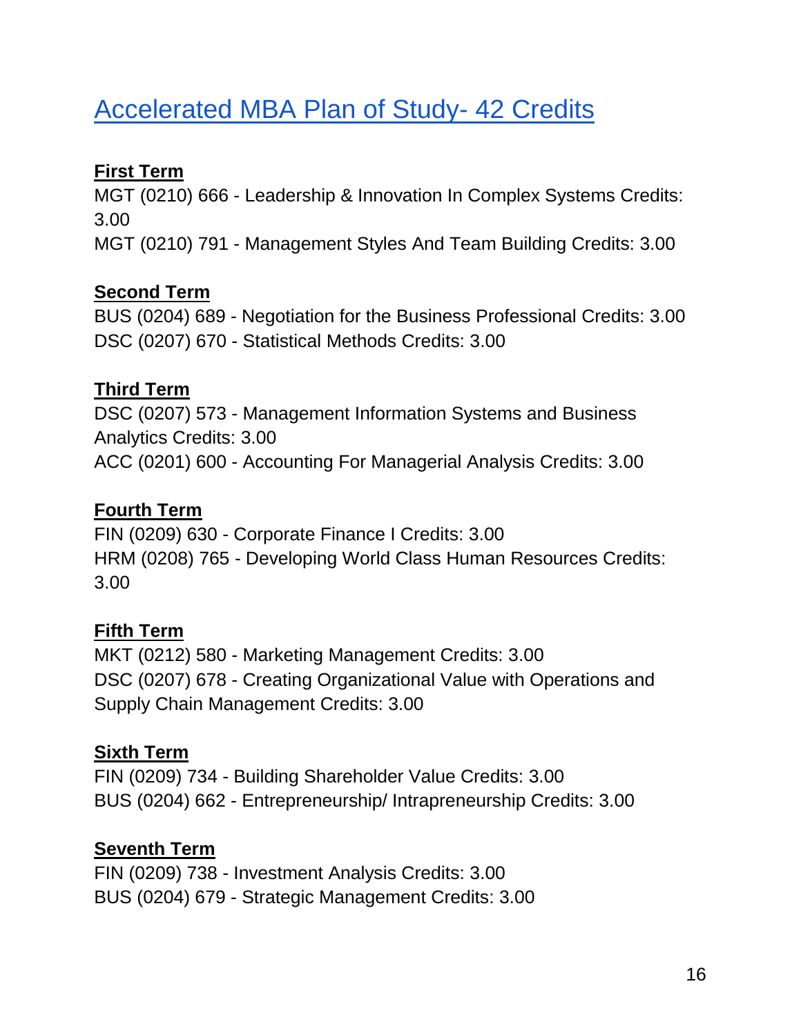# [Accelerated MBA Plan of Study- 42 Credits]

**First Term**

MGT (0210) 666 - Leadership & Innovation In Complex Systems Credits: 3.00
MGT (0210) 791 - Management Styles And Team Building Credits: 3.00

**Second Term**

BUS (0204) 689 - Negotiation for the Business Professional Credits: 3.00
DSC (0207) 670 - Statistical Methods Credits: 3.00

**Third Term**

DSC (0207) 573 - Management Information Systems and Business Analytics Credits: 3.00
ACC (0201) 600 - Accounting For Managerial Analysis Credits: 3.00

**Fourth Term**

FIN (0209) 630 - Corporate Finance I Credits: 3.00
HRM (0208) 765 - Developing World Class Human Resources Credits: 3.00

**Fifth Term**

MKT (0212) 580 - Marketing Management Credits: 3.00
DSC (0207) 678 - Creating Organizational Value with Operations and Supply Chain Management Credits: 3.00

**Sixth Term**

FIN (0209) 734 - Building Shareholder Value Credits: 3.00
BUS (0204) 662 - Entrepreneurship/ Intrapreneurship Credits: 3.00

**Seventh Term**

FIN (0209) 738 - Investment Analysis Credits: 3.00
BUS (0204) 679 - Strategic Management Credits: 3.00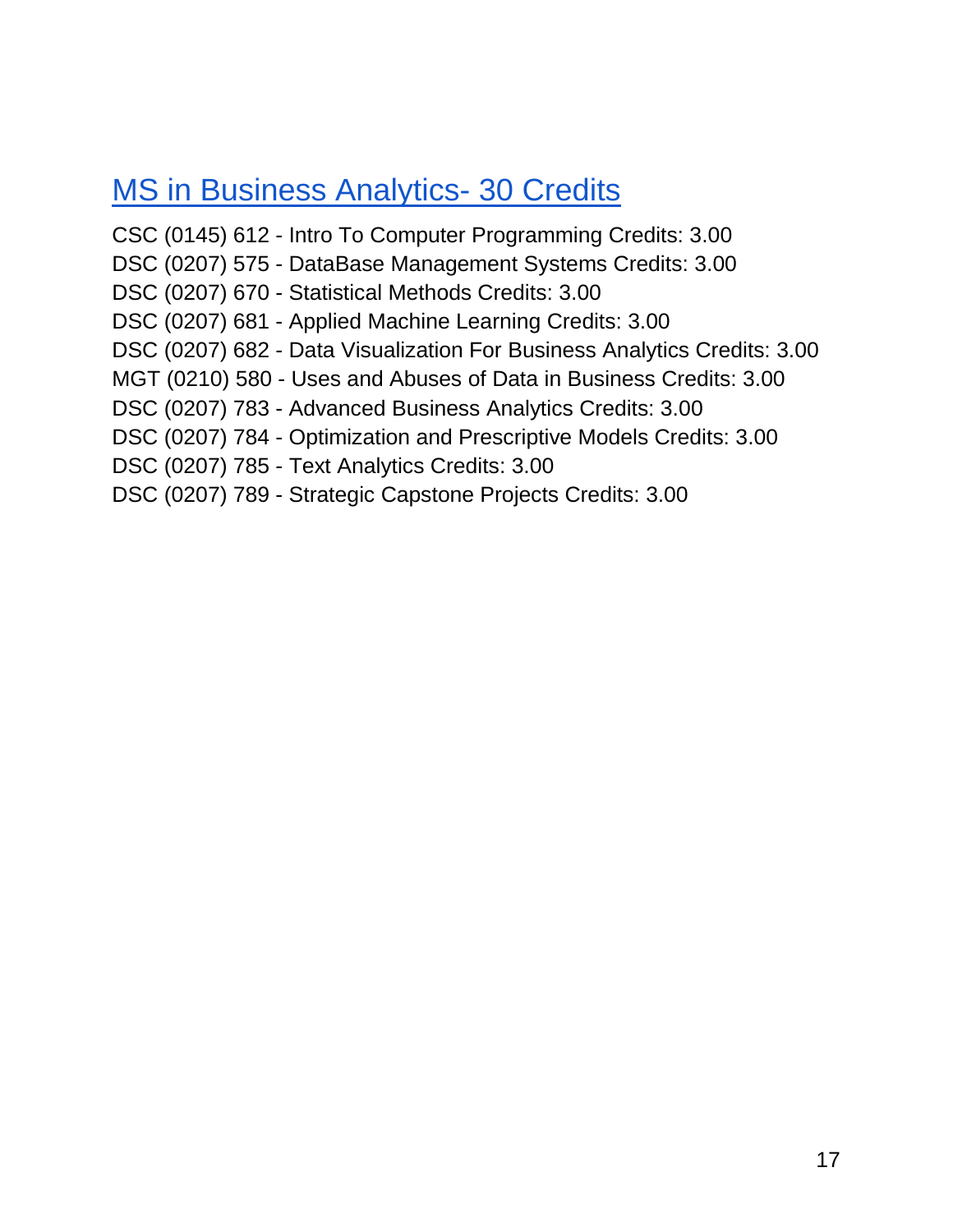## MS in Business Analytics- 30 Credits

CSC (0145) 612 - Intro To Computer Programming Credits: 3.00
DSC (0207) 575 - DataBase Management Systems Credits: 3.00
DSC (0207) 670 - Statistical Methods Credits: 3.00
DSC (0207) 681 - Applied Machine Learning Credits: 3.00
DSC (0207) 682 - Data Visualization For Business Analytics Credits: 3.00
MGT (0210) 580 - Uses and Abuses of Data in Business Credits: 3.00
DSC (0207) 783 - Advanced Business Analytics Credits: 3.00
DSC (0207) 784 - Optimization and Prescriptive Models Credits: 3.00
DSC (0207) 785 - Text Analytics Credits: 3.00
DSC (0207) 789 - Strategic Capstone Projects Credits: 3.00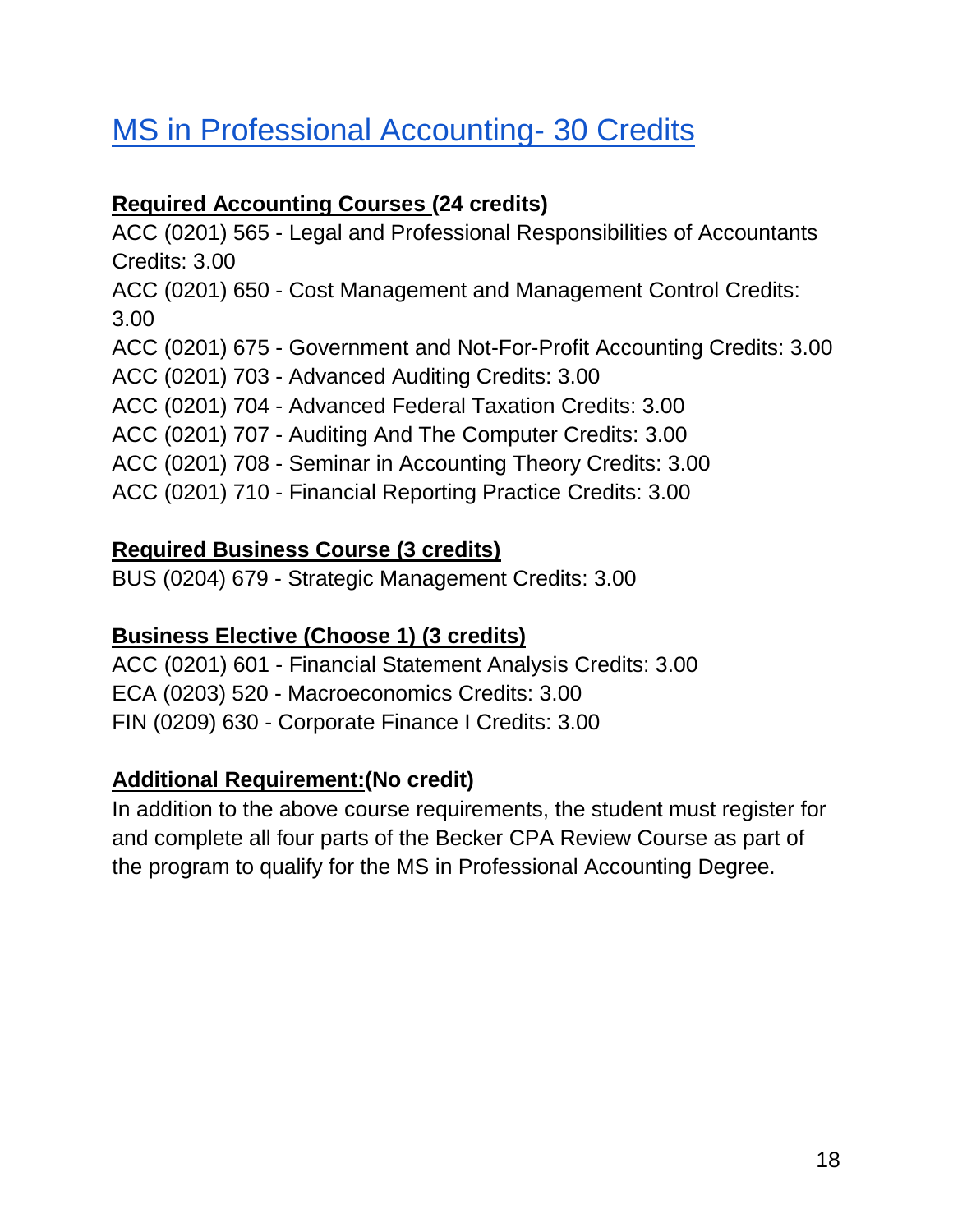# MS in Professional Accounting- 30 Credits

**Required Accounting Courses (24 credits)**

ACC (0201) 565 - Legal and Professional Responsibilities of Accountants Credits: 3.00
ACC (0201) 650 - Cost Management and Management Control Credits: 3.00
ACC (0201) 675 - Government and Not-For-Profit Accounting Credits: 3.00
ACC (0201) 703 - Advanced Auditing Credits: 3.00
ACC (0201) 704 - Advanced Federal Taxation Credits: 3.00
ACC (0201) 707 - Auditing And The Computer Credits: 3.00
ACC (0201) 708 - Seminar in Accounting Theory Credits: 3.00
ACC (0201) 710 - Financial Reporting Practice Credits: 3.00

**Required Business Course (3 credits)**

BUS (0204) 679 - Strategic Management Credits: 3.00

**Business Elective (Choose 1) (3 credits)**

ACC (0201) 601 - Financial Statement Analysis Credits: 3.00
ECA (0203) 520 - Macroeconomics Credits: 3.00
FIN (0209) 630 - Corporate Finance I Credits: 3.00

**Additional Requirement:(No credit)**

In addition to the above course requirements, the student must register for and complete all four parts of the Becker CPA Review Course as part of the program to qualify for the MS in Professional Accounting Degree.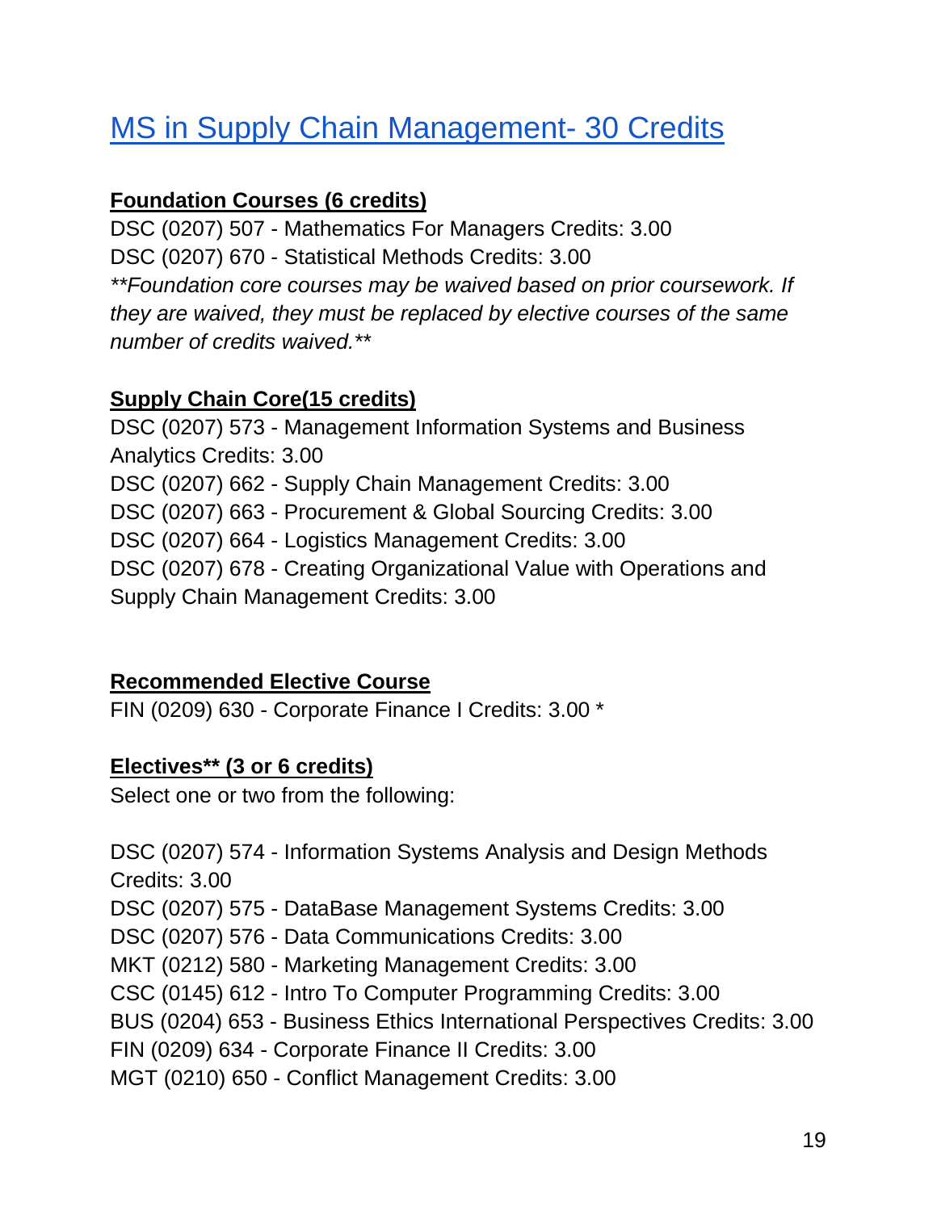# [MS in Supply Chain Management- 30 Credits]

**Foundation Courses (6 credits)**

DSC (0207) 507 - Mathematics For Managers Credits: 3.00
DSC (0207) 670 - Statistical Methods Credits: 3.00
*\*\*Foundation core courses may be waived based on prior coursework. If they are waived, they must be replaced by elective courses of the same number of credits waived.\*\**

**Supply Chain Core(15 credits)**

DSC (0207) 573 - Management Information Systems and Business Analytics Credits: 3.00
DSC (0207) 662 - Supply Chain Management Credits: 3.00
DSC (0207) 663 - Procurement & Global Sourcing Credits: 3.00
DSC (0207) 664 - Logistics Management Credits: 3.00
DSC (0207) 678 - Creating Organizational Value with Operations and Supply Chain Management Credits: 3.00

**Recommended Elective Course**

FIN (0209) 630 - Corporate Finance I Credits: 3.00 *

**Electives** (3 or 6 credits)**

Select one or two from the following:

DSC (0207) 574 - Information Systems Analysis and Design Methods Credits: 3.00
DSC (0207) 575 - DataBase Management Systems Credits: 3.00
DSC (0207) 576 - Data Communications Credits: 3.00
MKT (0212) 580 - Marketing Management Credits: 3.00
CSC (0145) 612 - Intro To Computer Programming Credits: 3.00
BUS (0204) 653 - Business Ethics International Perspectives Credits: 3.00
FIN (0209) 634 - Corporate Finance II Credits: 3.00
MGT (0210) 650 - Conflict Management Credits: 3.00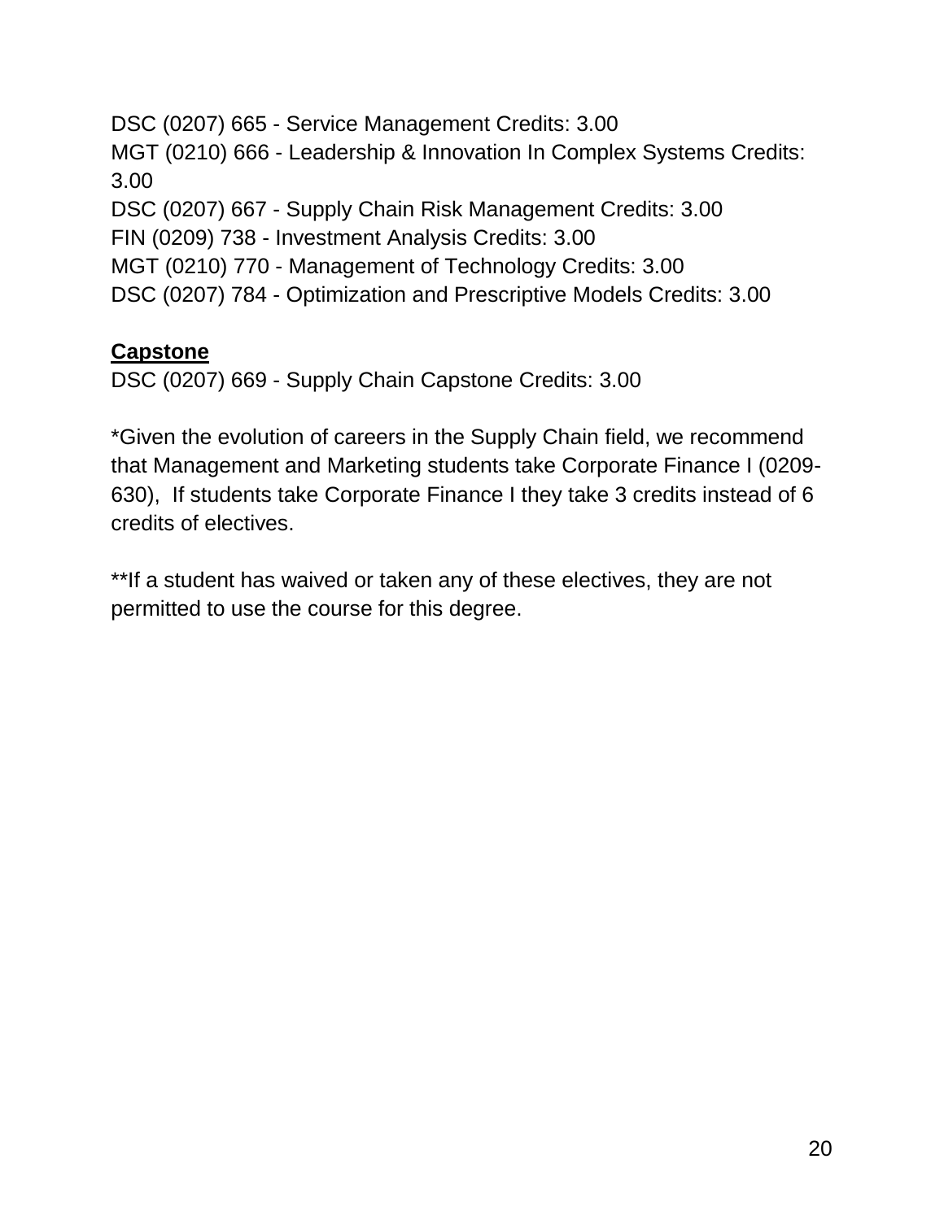DSC (0207) 665 - Service Management Credits: 3.00
MGT (0210) 666 - Leadership & Innovation In Complex Systems Credits: 3.00
DSC (0207) 667 - Supply Chain Risk Management Credits: 3.00
FIN (0209) 738 - Investment Analysis Credits: 3.00
MGT (0210) 770 - Management of Technology Credits: 3.00
DSC (0207) 784 - Optimization and Prescriptive Models Credits: 3.00

**Capstone**

DSC (0207) 669 - Supply Chain Capstone Credits: 3.00

*Given the evolution of careers in the Supply Chain field, we recommend that Management and Marketing students take Corporate Finance I (0209-630),  If students take Corporate Finance I they take 3 credits instead of 6 credits of electives.

**If a student has waived or taken any of these electives, they are not permitted to use the course for this degree.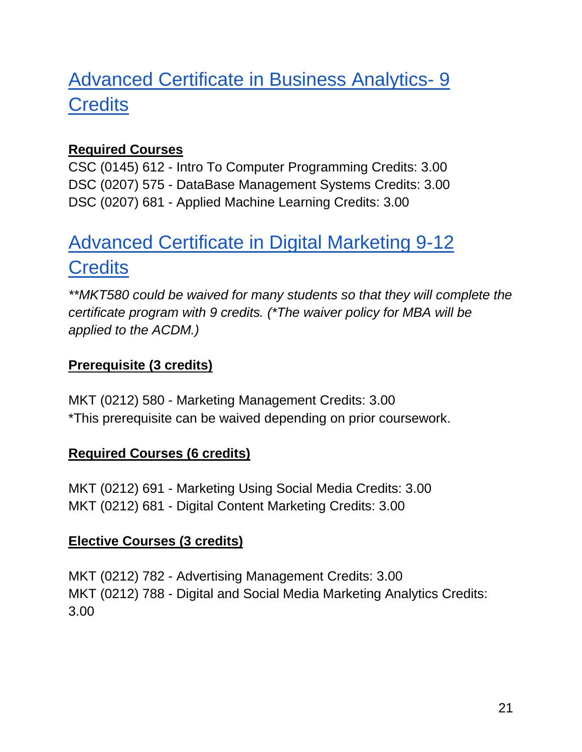## Advanced Certificate in Business Analytics- 9 Credits

**Required Courses**

CSC (0145) 612 - Intro To Computer Programming Credits: 3.00
DSC (0207) 575 - DataBase Management Systems Credits: 3.00
DSC (0207) 681 - Applied Machine Learning Credits: 3.00

## Advanced Certificate in Digital Marketing 9-12 Credits

*\*\*MKT580 could be waived for many students so that they will complete the certificate program with 9 credits. (\*The waiver policy for MBA will be applied to the ACDM.)*

**Prerequisite (3 credits)**

MKT (0212) 580 - Marketing Management Credits: 3.00
*This prerequisite can be waived depending on prior coursework.

**Required Courses (6 credits)**

MKT (0212) 691 - Marketing Using Social Media Credits: 3.00
MKT (0212) 681 - Digital Content Marketing Credits: 3.00

**Elective Courses (3 credits)**

MKT (0212) 782 - Advertising Management Credits: 3.00
MKT (0212) 788 - Digital and Social Media Marketing Analytics Credits: 3.00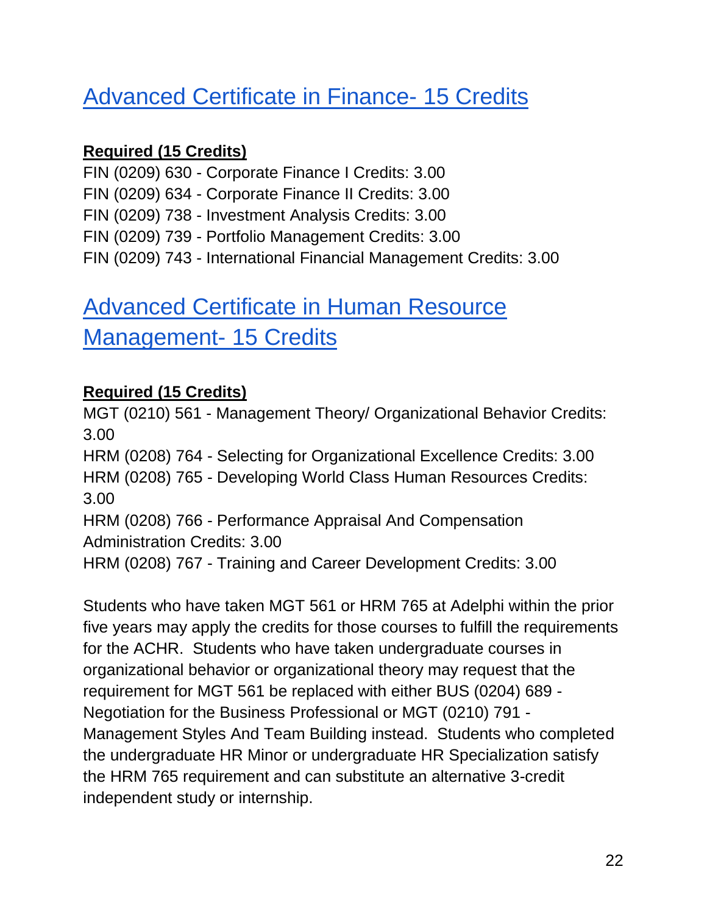## Advanced Certificate in Finance- 15 Credits

**Required (15 Credits)**

FIN (0209) 630 - Corporate Finance I Credits: 3.00
FIN (0209) 634 - Corporate Finance II Credits: 3.00
FIN (0209) 738 - Investment Analysis Credits: 3.00
FIN (0209) 739 - Portfolio Management Credits: 3.00
FIN (0209) 743 - International Financial Management Credits: 3.00

## Advanced Certificate in Human Resource Management- 15 Credits

**Required (15 Credits)**

MGT (0210) 561 - Management Theory/ Organizational Behavior Credits: 3.00
HRM (0208) 764 - Selecting for Organizational Excellence Credits: 3.00
HRM (0208) 765 - Developing World Class Human Resources Credits: 3.00
HRM (0208) 766 - Performance Appraisal And Compensation Administration Credits: 3.00
HRM (0208) 767 - Training and Career Development Credits: 3.00

Students who have taken MGT 561 or HRM 765 at Adelphi within the prior five years may apply the credits for those courses to fulfill the requirements for the ACHR. Students who have taken undergraduate courses in organizational behavior or organizational theory may request that the requirement for MGT 561 be replaced with either BUS (0204) 689 - Negotiation for the Business Professional or MGT (0210) 791 - Management Styles And Team Building instead. Students who completed the undergraduate HR Minor or undergraduate HR Specialization satisfy the HRM 765 requirement and can substitute an alternative 3-credit independent study or internship.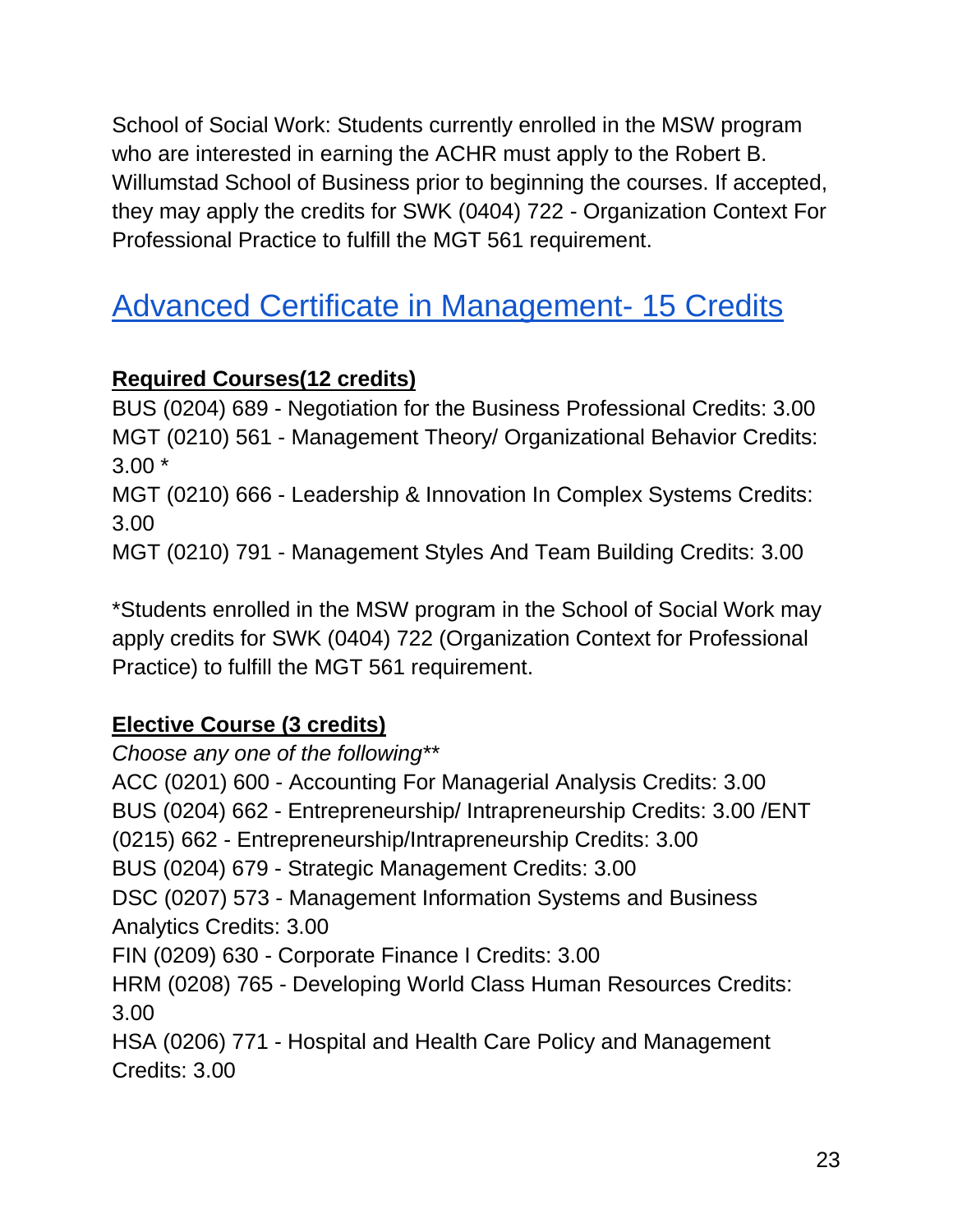School of Social Work: Students currently enrolled in the MSW program who are interested in earning the ACHR must apply to the Robert B. Willumstad School of Business prior to beginning the courses. If accepted, they may apply the credits for SWK (0404) 722 - Organization Context For Professional Practice to fulfill the MGT 561 requirement.

## Advanced Certificate in Management- 15 Credits

**Required Courses(12 credits)**

BUS (0204) 689 - Negotiation for the Business Professional Credits: 3.00
MGT (0210) 561 - Management Theory/ Organizational Behavior Credits: 3.00 *
MGT (0210) 666 - Leadership & Innovation In Complex Systems Credits: 3.00
MGT (0210) 791 - Management Styles And Team Building Credits: 3.00

*Students enrolled in the MSW program in the School of Social Work may apply credits for SWK (0404) 722 (Organization Context for Professional Practice) to fulfill the MGT 561 requirement.

**Elective Course (3 credits)**

*Choose any one of the following***

ACC (0201) 600 - Accounting For Managerial Analysis Credits: 3.00
BUS (0204) 662 - Entrepreneurship/ Intrapreneurship Credits: 3.00 /ENT (0215) 662 - Entrepreneurship/Intrapreneurship Credits: 3.00
BUS (0204) 679 - Strategic Management Credits: 3.00
DSC (0207) 573 - Management Information Systems and Business Analytics Credits: 3.00
FIN (0209) 630 - Corporate Finance I Credits: 3.00
HRM (0208) 765 - Developing World Class Human Resources Credits: 3.00
HSA (0206) 771 - Hospital and Health Care Policy and Management Credits: 3.00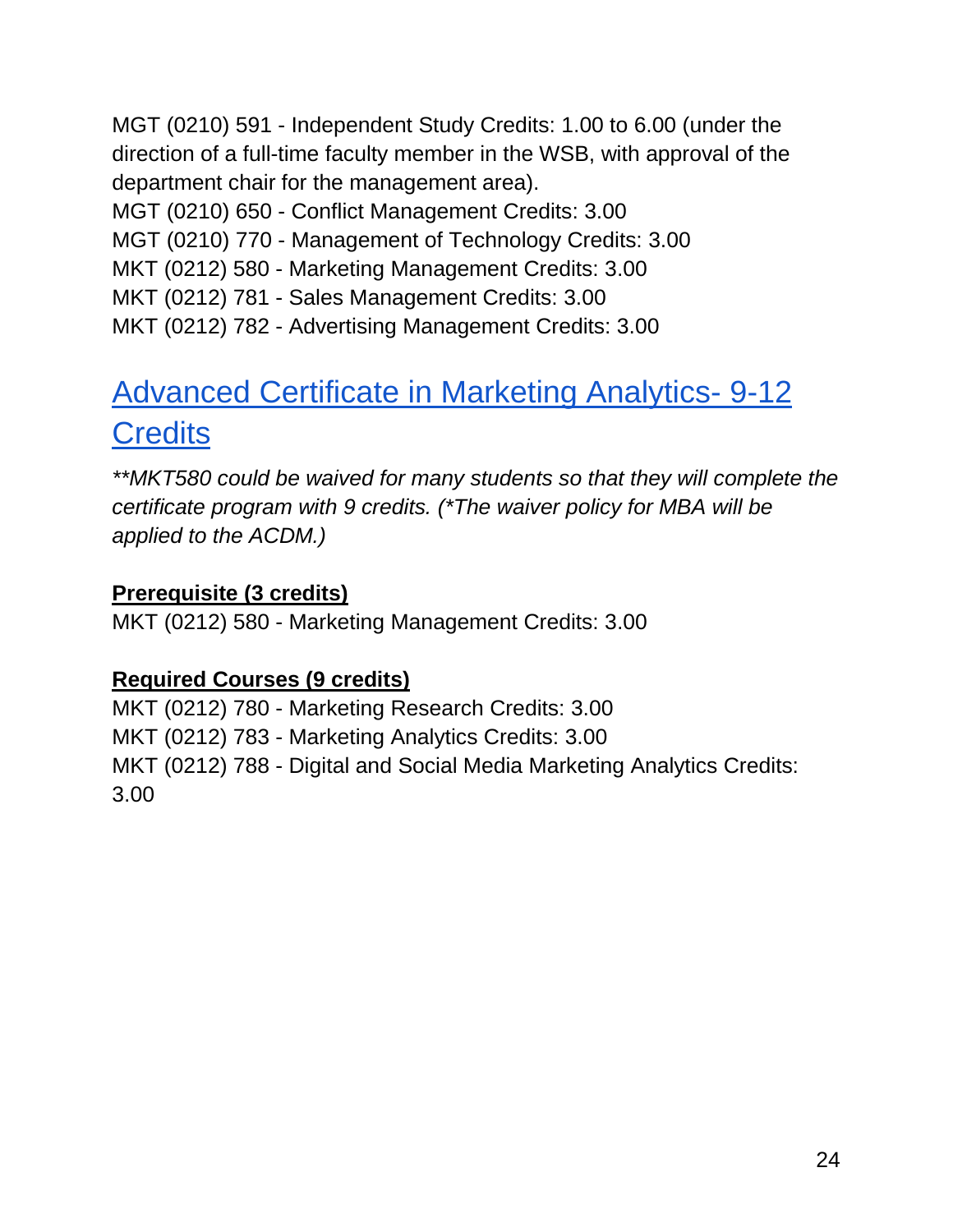MGT (0210) 591 - Independent Study Credits: 1.00 to 6.00 (under the direction of a full-time faculty member in the WSB, with approval of the department chair for the management area).
MGT (0210) 650 - Conflict Management Credits: 3.00
MGT (0210) 770 - Management of Technology Credits: 3.00
MKT (0212) 580 - Marketing Management Credits: 3.00
MKT (0212) 781 - Sales Management Credits: 3.00
MKT (0212) 782 - Advertising Management Credits: 3.00

## Advanced Certificate in Marketing Analytics- 9-12 Credits

*\*\*MKT580 could be waived for many students so that they will complete the certificate program with 9 credits. (\*The waiver policy for MBA will be applied to the ACDM.)*

**Prerequisite (3 credits)**
MKT (0212) 580 - Marketing Management Credits: 3.00

**Required Courses (9 credits)**
MKT (0212) 780 - Marketing Research Credits: 3.00
MKT (0212) 783 - Marketing Analytics Credits: 3.00
MKT (0212) 788 - Digital and Social Media Marketing Analytics Credits: 3.00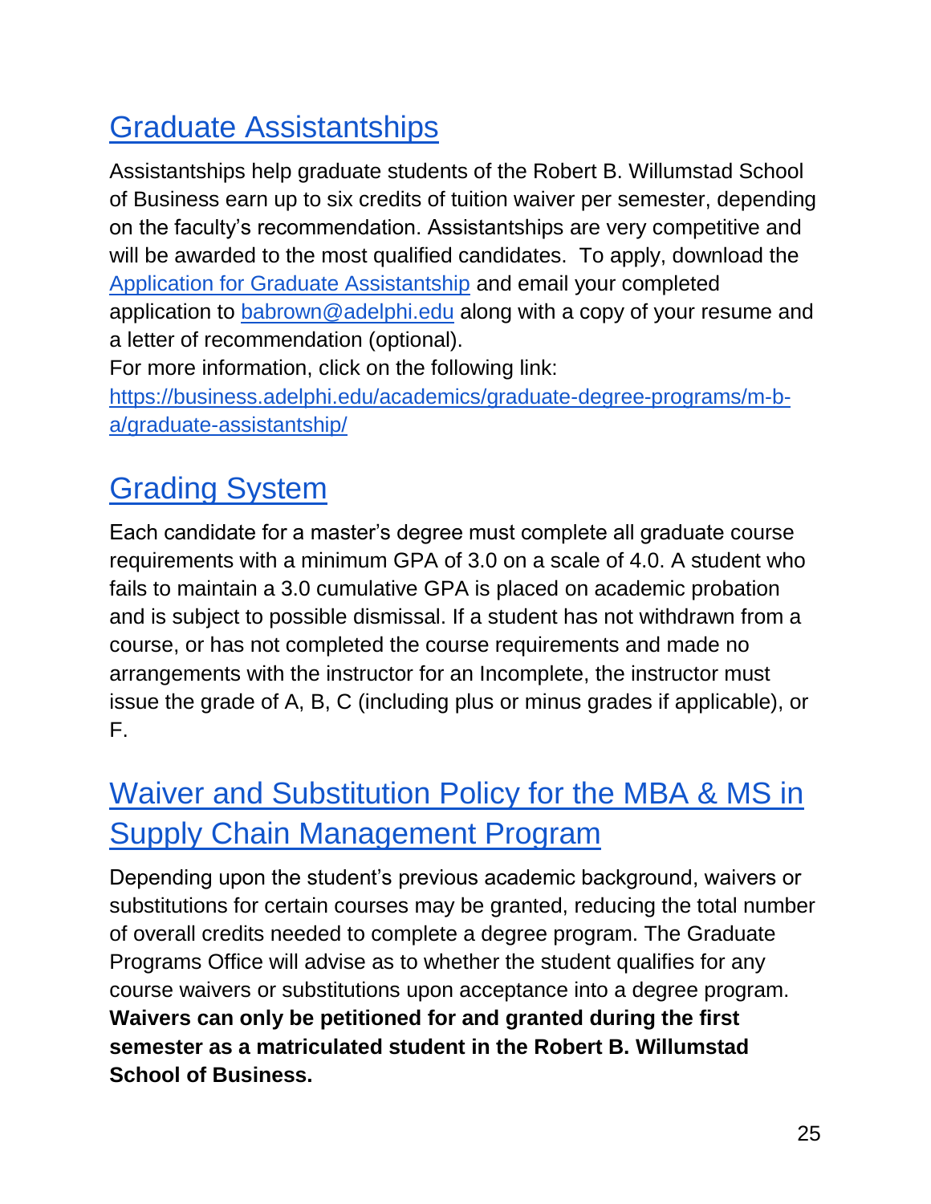## [Graduate Assistantships](#)

Assistantships help graduate students of the Robert B. Willumstad School of Business earn up to six credits of tuition waiver per semester, depending on the faculty's recommendation. Assistantships are very competitive and will be awarded to the most qualified candidates. To apply, download the [Application for Graduate Assistantship](#) and email your completed application to [babrown@adelphi.edu](mailto:babrown@adelphi.edu) along with a copy of your resume and a letter of recommendation (optional).
For more information, click on the following link:
[https://business.adelphi.edu/academics/graduate-degree-programs/m-b-a/graduate-assistantship/](https://business.adelphi.edu/academics/graduate-degree-programs/m-b-a/graduate-assistantship/)

## [Grading System](#)

Each candidate for a master's degree must complete all graduate course requirements with a minimum GPA of 3.0 on a scale of 4.0. A student who fails to maintain a 3.0 cumulative GPA is placed on academic probation and is subject to possible dismissal. If a student has not withdrawn from a course, or has not completed the course requirements and made no arrangements with the instructor for an Incomplete, the instructor must issue the grade of A, B, C (including plus or minus grades if applicable), or F.

## [Waiver and Substitution Policy for the MBA & MS in Supply Chain Management Program](#)

Depending upon the student's previous academic background, waivers or substitutions for certain courses may be granted, reducing the total number of overall credits needed to complete a degree program. The Graduate Programs Office will advise as to whether the student qualifies for any course waivers or substitutions upon acceptance into a degree program. **Waivers can only be petitioned for and granted during the first semester as a matriculated student in the Robert B. Willumstad School of Business.**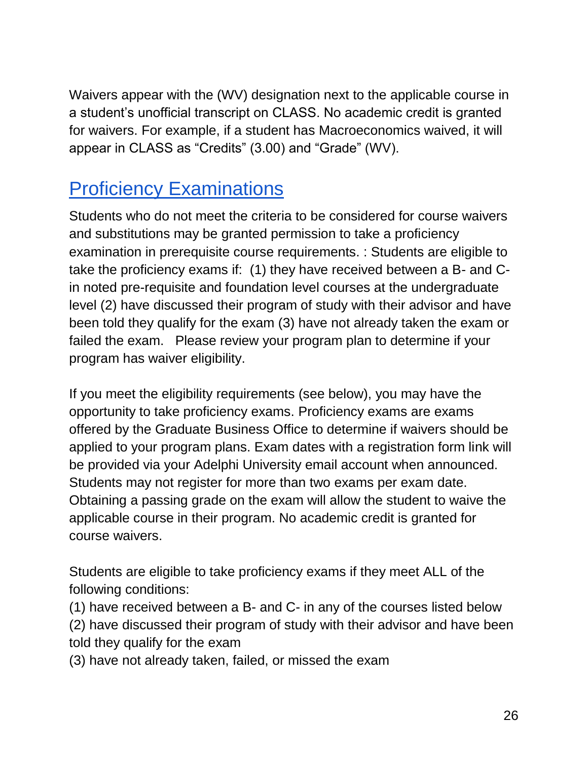Waivers appear with the (WV) designation next to the applicable course in a student's unofficial transcript on CLASS. No academic credit is granted for waivers. For example, if a student has Macroeconomics waived, it will appear in CLASS as "Credits" (3.00) and "Grade" (WV).

## Proficiency Examinations

Students who do not meet the criteria to be considered for course waivers and substitutions may be granted permission to take a proficiency examination in prerequisite course requirements. : Students are eligible to take the proficiency exams if: (1) they have received between a B- and C- in noted pre-requisite and foundation level courses at the undergraduate level (2) have discussed their program of study with their advisor and have been told they qualify for the exam (3) have not already taken the exam or failed the exam. Please review your program plan to determine if your program has waiver eligibility.

If you meet the eligibility requirements (see below), you may have the opportunity to take proficiency exams. Proficiency exams are exams offered by the Graduate Business Office to determine if waivers should be applied to your program plans. Exam dates with a registration form link will be provided via your Adelphi University email account when announced. Students may not register for more than two exams per exam date. Obtaining a passing grade on the exam will allow the student to waive the applicable course in their program. No academic credit is granted for course waivers.

Students are eligible to take proficiency exams if they meet ALL of the following conditions:
(1) have received between a B- and C- in any of the courses listed below
(2) have discussed their program of study with their advisor and have been told they qualify for the exam
(3) have not already taken, failed, or missed the exam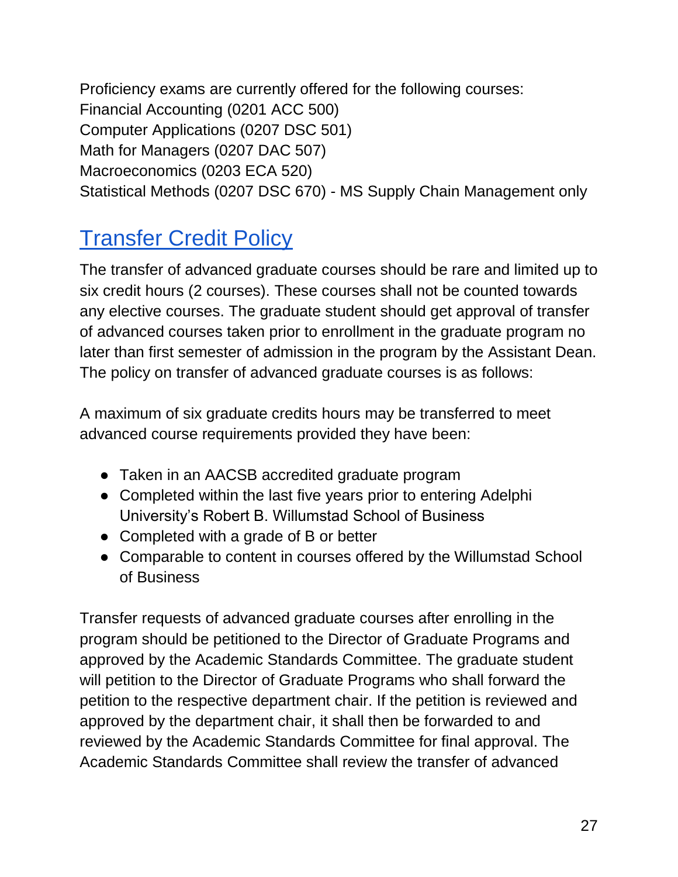Proficiency exams are currently offered for the following courses:
Financial Accounting (0201 ACC 500)
Computer Applications (0207 DSC 501)
Math for Managers (0207 DAC 507)
Macroeconomics (0203 ECA 520)
Statistical Methods (0207 DSC 670) - MS Supply Chain Management only

## Transfer Credit Policy

The transfer of advanced graduate courses should be rare and limited up to six credit hours (2 courses). These courses shall not be counted towards any elective courses. The graduate student should get approval of transfer of advanced courses taken prior to enrollment in the graduate program no later than first semester of admission in the program by the Assistant Dean. The policy on transfer of advanced graduate courses is as follows:

A maximum of six graduate credits hours may be transferred to meet advanced course requirements provided they have been:

- Taken in an AACSB accredited graduate program
- Completed within the last five years prior to entering Adelphi University's Robert B. Willumstad School of Business
- Completed with a grade of B or better
- Comparable to content in courses offered by the Willumstad School of Business

Transfer requests of advanced graduate courses after enrolling in the program should be petitioned to the Director of Graduate Programs and approved by the Academic Standards Committee. The graduate student will petition to the Director of Graduate Programs who shall forward the petition to the respective department chair. If the petition is reviewed and approved by the department chair, it shall then be forwarded to and reviewed by the Academic Standards Committee for final approval. The Academic Standards Committee shall review the transfer of advanced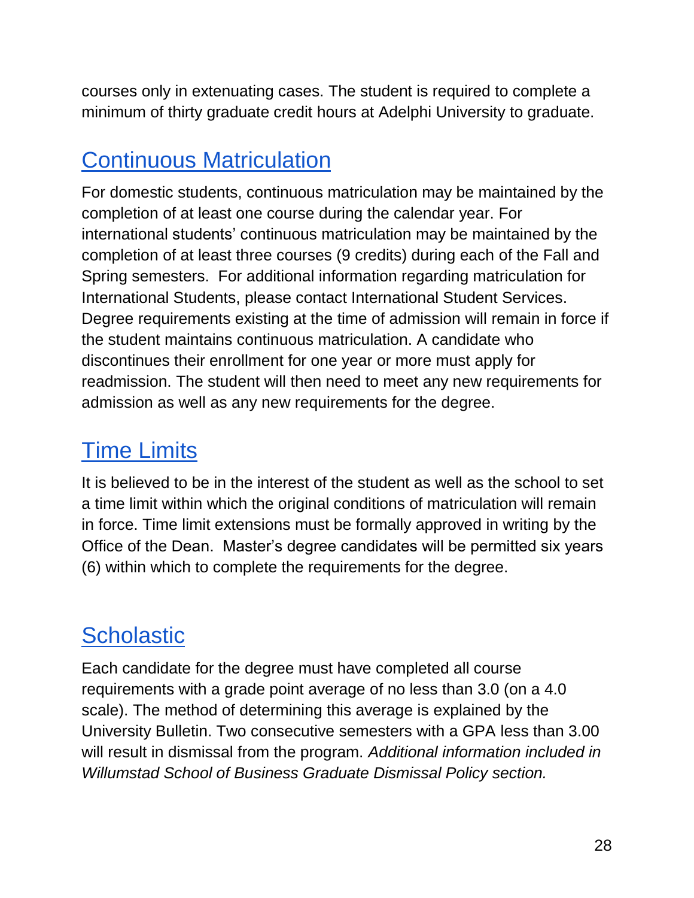courses only in extenuating cases. The student is required to complete a minimum of thirty graduate credit hours at Adelphi University to graduate.

## Continuous Matriculation

For domestic students, continuous matriculation may be maintained by the completion of at least one course during the calendar year. For international students' continuous matriculation may be maintained by the completion of at least three courses (9 credits) during each of the Fall and Spring semesters. For additional information regarding matriculation for International Students, please contact International Student Services. Degree requirements existing at the time of admission will remain in force if the student maintains continuous matriculation. A candidate who discontinues their enrollment for one year or more must apply for readmission. The student will then need to meet any new requirements for admission as well as any new requirements for the degree.

## Time Limits

It is believed to be in the interest of the student as well as the school to set a time limit within which the original conditions of matriculation will remain in force. Time limit extensions must be formally approved in writing by the Office of the Dean. Master's degree candidates will be permitted six years (6) within which to complete the requirements for the degree.

## Scholastic

Each candidate for the degree must have completed all course requirements with a grade point average of no less than 3.0 (on a 4.0 scale). The method of determining this average is explained by the University Bulletin. Two consecutive semesters with a GPA less than 3.00 will result in dismissal from the program. *Additional information included in Willumstad School of Business Graduate Dismissal Policy section.*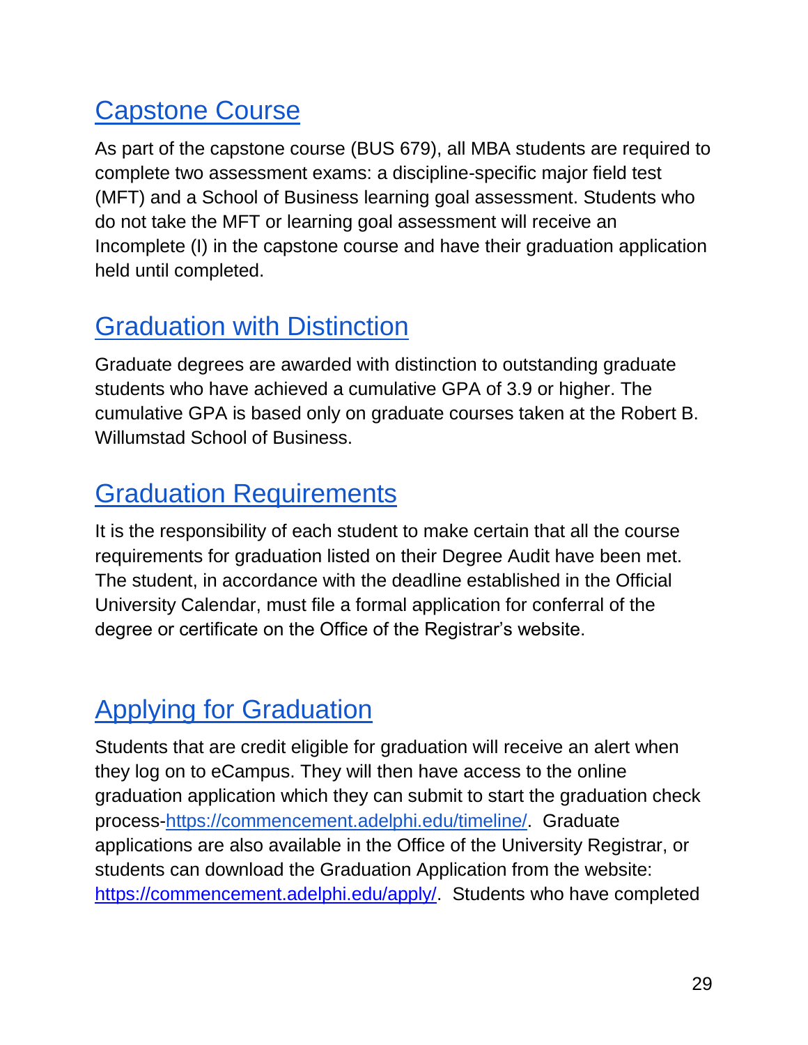## Capstone Course

As part of the capstone course (BUS 679), all MBA students are required to complete two assessment exams: a discipline-specific major field test (MFT) and a School of Business learning goal assessment. Students who do not take the MFT or learning goal assessment will receive an Incomplete (I) in the capstone course and have their graduation application held until completed.

## Graduation with Distinction

Graduate degrees are awarded with distinction to outstanding graduate students who have achieved a cumulative GPA of 3.9 or higher. The cumulative GPA is based only on graduate courses taken at the Robert B. Willumstad School of Business.

## Graduation Requirements

It is the responsibility of each student to make certain that all the course requirements for graduation listed on their Degree Audit have been met. The student, in accordance with the deadline established in the Official University Calendar, must file a formal application for conferral of the degree or certificate on the Office of the Registrar's website.

## Applying for Graduation

Students that are credit eligible for graduation will receive an alert when they log on to eCampus. They will then have access to the online graduation application which they can submit to start the graduation check process-[https://commencement.adelphi.edu/timeline/](https://commencement.adelphi.edu/timeline/). Graduate applications are also available in the Office of the University Registrar, or students can download the Graduation Application from the website: [https://commencement.adelphi.edu/apply/](https://commencement.adelphi.edu/apply/). Students who have completed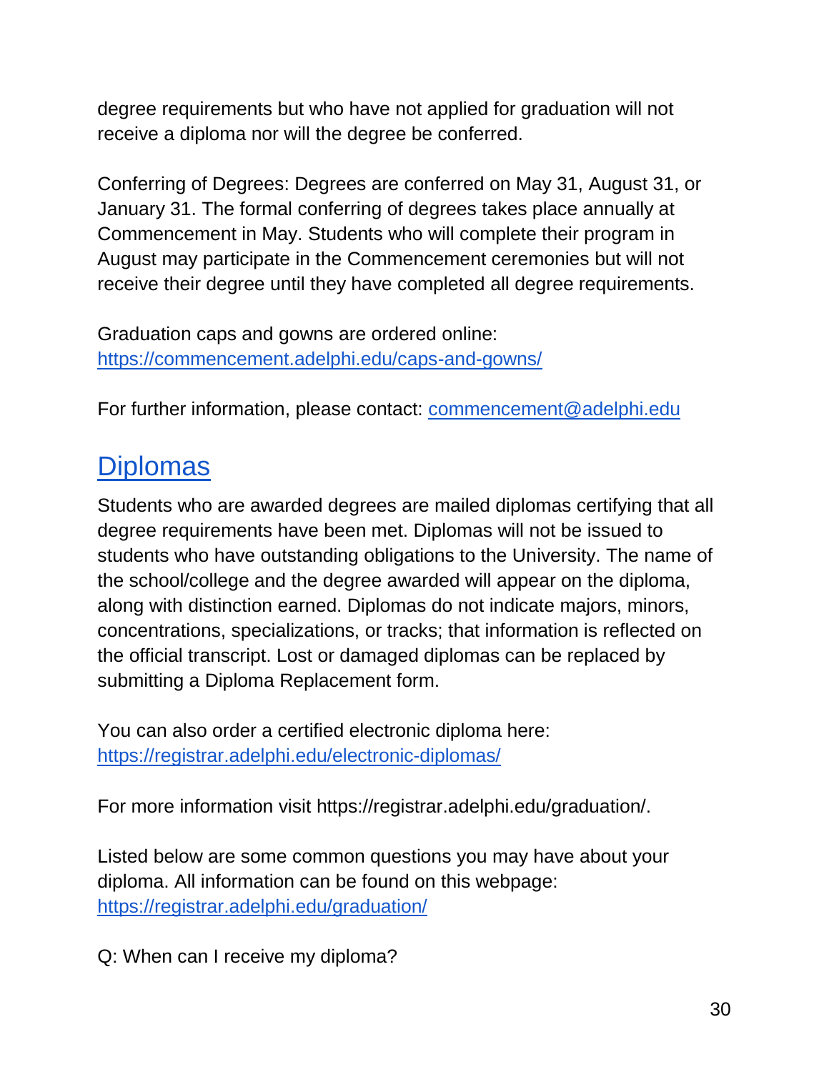degree requirements but who have not applied for graduation will not receive a diploma nor will the degree be conferred.

Conferring of Degrees: Degrees are conferred on May 31, August 31, or January 31. The formal conferring of degrees takes place annually at Commencement in May. Students who will complete their program in August may participate in the Commencement ceremonies but will not receive their degree until they have completed all degree requirements.

Graduation caps and gowns are ordered online: [https://commencement.adelphi.edu/caps-and-gowns/](https://commencement.adelphi.edu/caps-and-gowns/)

For further information, please contact: [commencement@adelphi.edu](mailto:commencement@adelphi.edu)

## Diplomas

Students who are awarded degrees are mailed diplomas certifying that all degree requirements have been met. Diplomas will not be issued to students who have outstanding obligations to the University. The name of the school/college and the degree awarded will appear on the diploma, along with distinction earned. Diplomas do not indicate majors, minors, concentrations, specializations, or tracks; that information is reflected on the official transcript. Lost or damaged diplomas can be replaced by submitting a Diploma Replacement form.

You can also order a certified electronic diploma here: [https://registrar.adelphi.edu/electronic-diplomas/](https://registrar.adelphi.edu/electronic-diplomas/)

For more information visit https://registrar.adelphi.edu/graduation/.

Listed below are some common questions you may have about your diploma. All information can be found on this webpage: [https://registrar.adelphi.edu/graduation/](https://registrar.adelphi.edu/graduation/)

Q: When can I receive my diploma?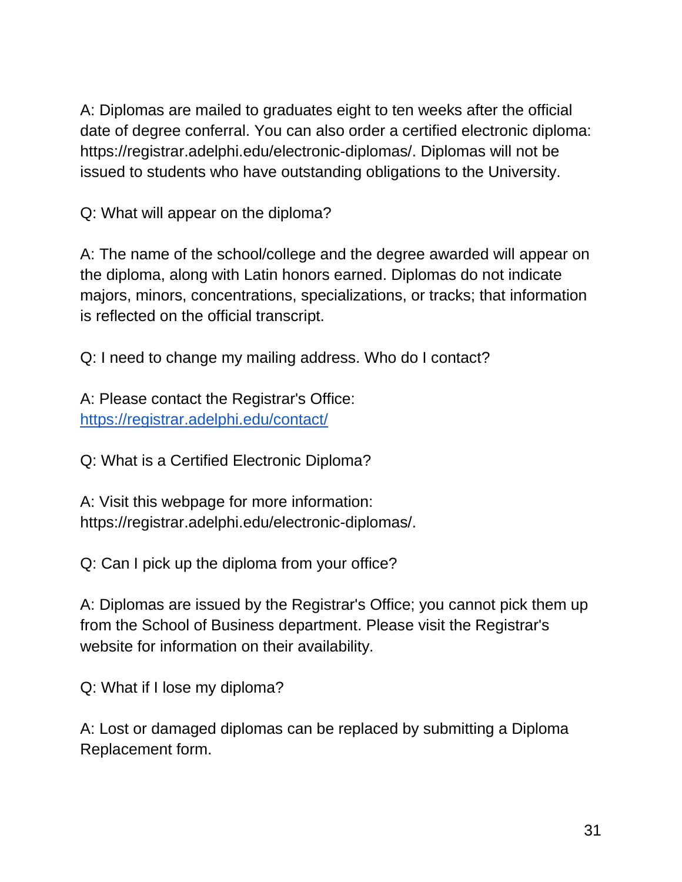A: Diplomas are mailed to graduates eight to ten weeks after the official date of degree conferral. You can also order a certified electronic diploma: https://registrar.adelphi.edu/electronic-diplomas/. Diplomas will not be issued to students who have outstanding obligations to the University.

Q: What will appear on the diploma?

A: The name of the school/college and the degree awarded will appear on the diploma, along with Latin honors earned. Diplomas do not indicate majors, minors, concentrations, specializations, or tracks; that information is reflected on the official transcript.

Q: I need to change my mailing address. Who do I contact?

A: Please contact the Registrar's Office: [https://registrar.adelphi.edu/contact/](https://registrar.adelphi.edu/contact/)

Q: What is a Certified Electronic Diploma?

A: Visit this webpage for more information: https://registrar.adelphi.edu/electronic-diplomas/.

Q: Can I pick up the diploma from your office?

A: Diplomas are issued by the Registrar's Office; you cannot pick them up from the School of Business department. Please visit the Registrar's website for information on their availability.

Q: What if I lose my diploma?

A: Lost or damaged diplomas can be replaced by submitting a Diploma Replacement form.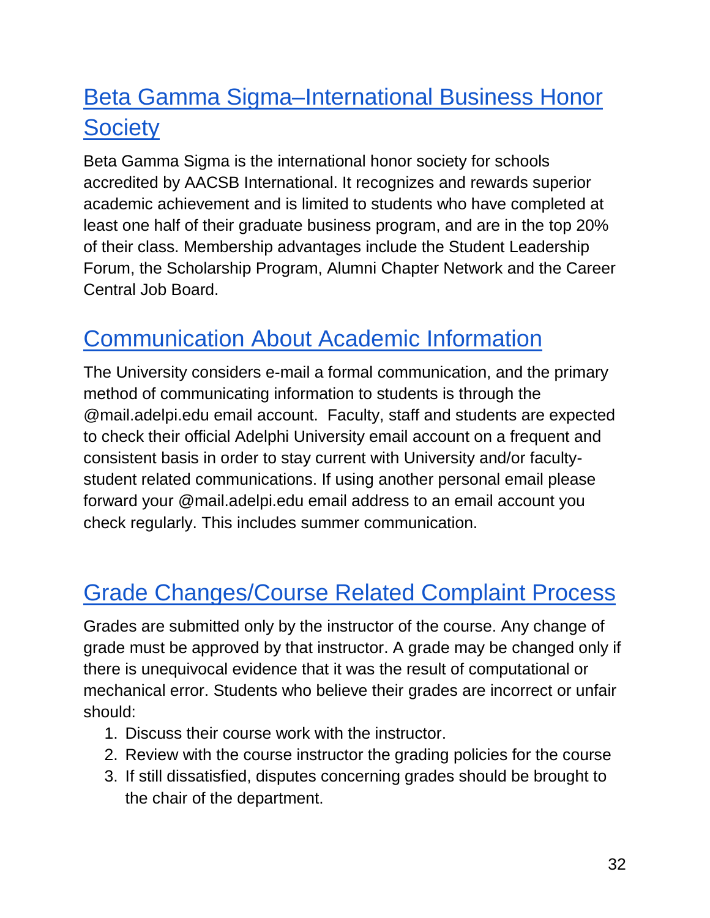## Beta Gamma Sigma–International Business Honor Society

Beta Gamma Sigma is the international honor society for schools accredited by AACSB International. It recognizes and rewards superior academic achievement and is limited to students who have completed at least one half of their graduate business program, and are in the top 20% of their class. Membership advantages include the Student Leadership Forum, the Scholarship Program, Alumni Chapter Network and the Career Central Job Board.

## Communication About Academic Information

The University considers e-mail a formal communication, and the primary method of communicating information to students is through the @mail.adelpi.edu email account. Faculty, staff and students are expected to check their official Adelphi University email account on a frequent and consistent basis in order to stay current with University and/or faculty-student related communications. If using another personal email please forward your @mail.adelpi.edu email address to an email account you check regularly. This includes summer communication.

## Grade Changes/Course Related Complaint Process

Grades are submitted only by the instructor of the course. Any change of grade must be approved by that instructor. A grade may be changed only if there is unequivocal evidence that it was the result of computational or mechanical error. Students who believe their grades are incorrect or unfair should:

1. Discuss their course work with the instructor.
2. Review with the course instructor the grading policies for the course
3. If still dissatisfied, disputes concerning grades should be brought to the chair of the department.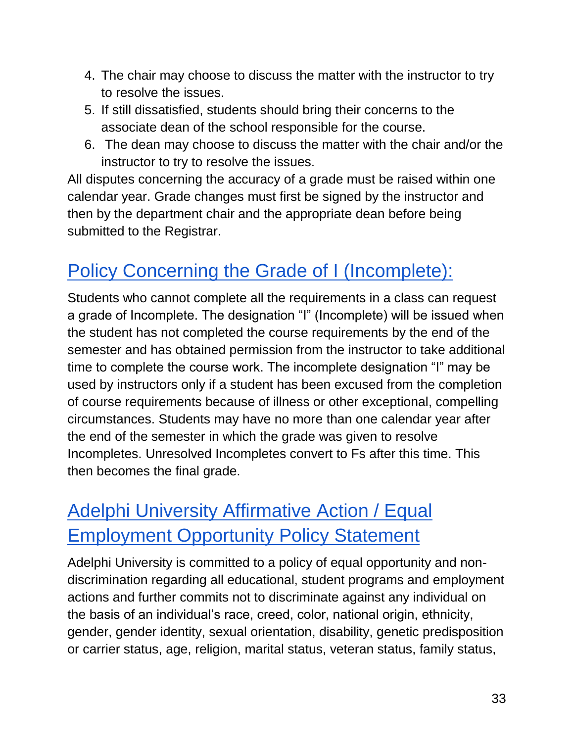4. The chair may choose to discuss the matter with the instructor to try to resolve the issues.
5. If still dissatisfied, students should bring their concerns to the associate dean of the school responsible for the course.
6. The dean may choose to discuss the matter with the chair and/or the instructor to try to resolve the issues.

All disputes concerning the accuracy of a grade must be raised within one calendar year. Grade changes must first be signed by the instructor and then by the department chair and the appropriate dean before being submitted to the Registrar.

## Policy Concerning the Grade of I (Incomplete):

Students who cannot complete all the requirements in a class can request a grade of Incomplete. The designation "I" (Incomplete) will be issued when the student has not completed the course requirements by the end of the semester and has obtained permission from the instructor to take additional time to complete the course work. The incomplete designation "I" may be used by instructors only if a student has been excused from the completion of course requirements because of illness or other exceptional, compelling circumstances. Students may have no more than one calendar year after the end of the semester in which the grade was given to resolve Incompletes. Unresolved Incompletes convert to Fs after this time. This then becomes the final grade.

## Adelphi University Affirmative Action / Equal Employment Opportunity Policy Statement

Adelphi University is committed to a policy of equal opportunity and non-discrimination regarding all educational, student programs and employment actions and further commits not to discriminate against any individual on the basis of an individual's race, creed, color, national origin, ethnicity, gender, gender identity, sexual orientation, disability, genetic predisposition or carrier status, age, religion, marital status, veteran status, family status,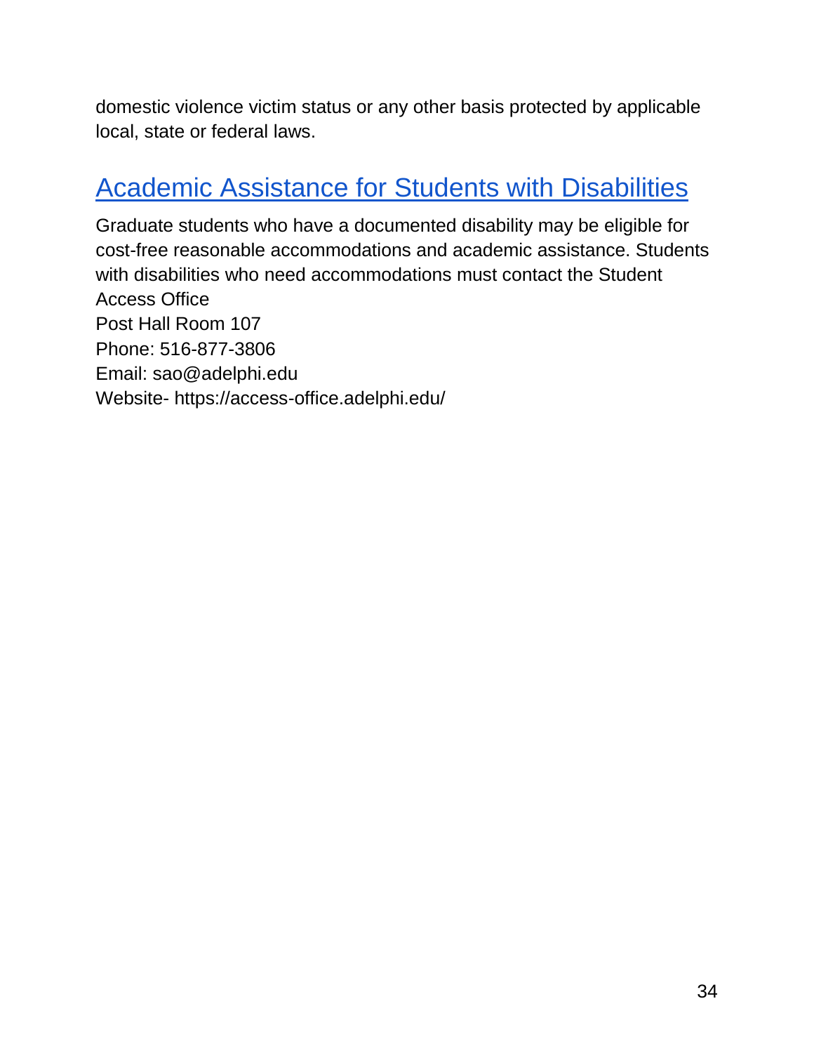domestic violence victim status or any other basis protected by applicable local, state or federal laws.

## Academic Assistance for Students with Disabilities

Graduate students who have a documented disability may be eligible for cost-free reasonable accommodations and academic assistance. Students with disabilities who need accommodations must contact the Student Access Office  
Post Hall Room 107  
Phone: 516-877-3806  
Email: sao@adelphi.edu  
Website- https://access-office.adelphi.edu/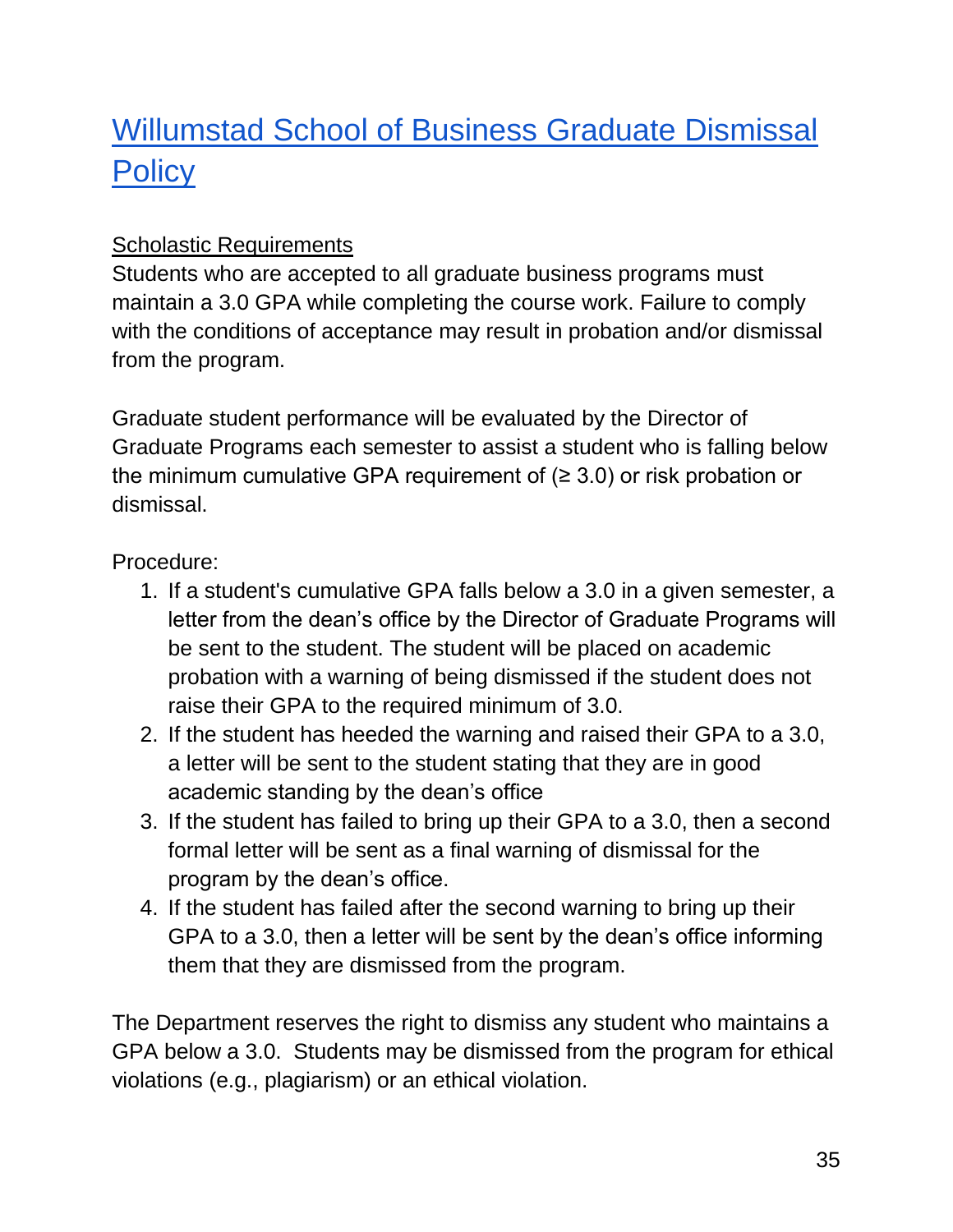## [Willumstad School of Business Graduate Dismissal Policy]

Scholastic Requirements

Students who are accepted to all graduate business programs must maintain a 3.0 GPA while completing the course work. Failure to comply with the conditions of acceptance may result in probation and/or dismissal from the program.

Graduate student performance will be evaluated by the Director of Graduate Programs each semester to assist a student who is falling below the minimum cumulative GPA requirement of (≥ 3.0) or risk probation or dismissal.

Procedure:

1. If a student's cumulative GPA falls below a 3.0 in a given semester, a letter from the dean's office by the Director of Graduate Programs will be sent to the student. The student will be placed on academic probation with a warning of being dismissed if the student does not raise their GPA to the required minimum of 3.0.
2. If the student has heeded the warning and raised their GPA to a 3.0, a letter will be sent to the student stating that they are in good academic standing by the dean's office
3. If the student has failed to bring up their GPA to a 3.0, then a second formal letter will be sent as a final warning of dismissal for the program by the dean's office.
4. If the student has failed after the second warning to bring up their GPA to a 3.0, then a letter will be sent by the dean's office informing them that they are dismissed from the program.

The Department reserves the right to dismiss any student who maintains a GPA below a 3.0. Students may be dismissed from the program for ethical violations (e.g., plagiarism) or an ethical violation.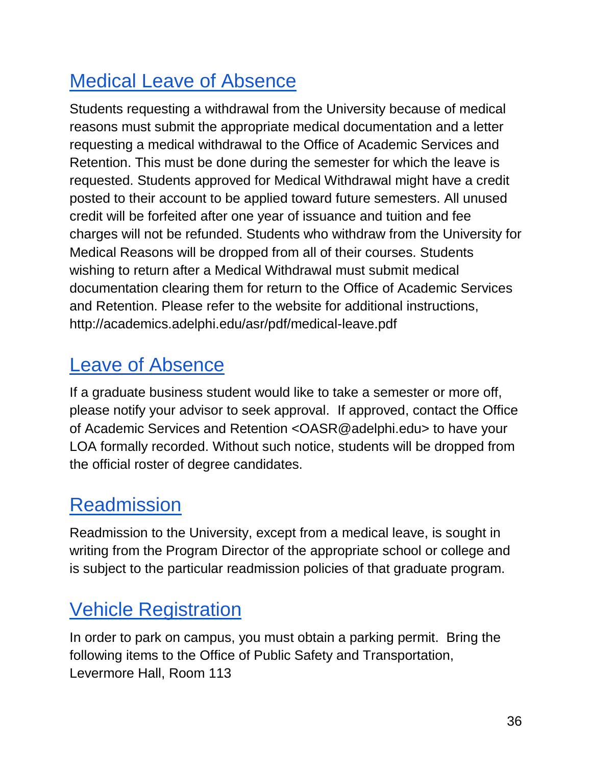## Medical Leave of Absence

Students requesting a withdrawal from the University because of medical reasons must submit the appropriate medical documentation and a letter requesting a medical withdrawal to the Office of Academic Services and Retention. This must be done during the semester for which the leave is requested. Students approved for Medical Withdrawal might have a credit posted to their account to be applied toward future semesters. All unused credit will be forfeited after one year of issuance and tuition and fee charges will not be refunded. Students who withdraw from the University for Medical Reasons will be dropped from all of their courses. Students wishing to return after a Medical Withdrawal must submit medical documentation clearing them for return to the Office of Academic Services and Retention. Please refer to the website for additional instructions, http://academics.adelphi.edu/asr/pdf/medical-leave.pdf

## Leave of Absence

If a graduate business student would like to take a semester or more off, please notify your advisor to seek approval. If approved, contact the Office of Academic Services and Retention <OASR@adelphi.edu> to have your LOA formally recorded. Without such notice, students will be dropped from the official roster of degree candidates.

## Readmission

Readmission to the University, except from a medical leave, is sought in writing from the Program Director of the appropriate school or college and is subject to the particular readmission policies of that graduate program.

## Vehicle Registration

In order to park on campus, you must obtain a parking permit. Bring the following items to the Office of Public Safety and Transportation, Levermore Hall, Room 113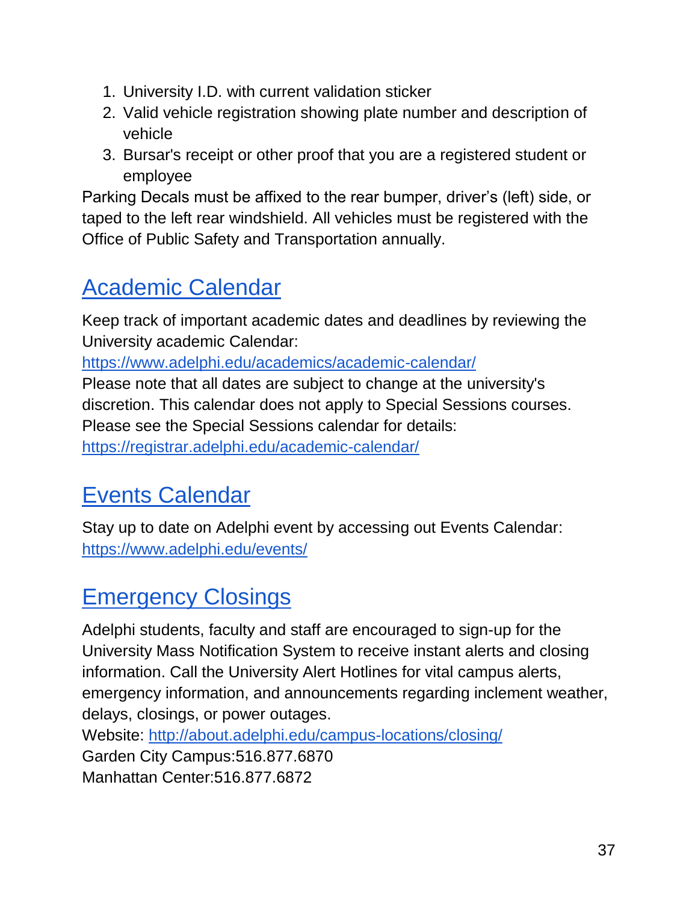1. University I.D. with current validation sticker
2. Valid vehicle registration showing plate number and description of vehicle
3. Bursar's receipt or other proof that you are a registered student or employee

Parking Decals must be affixed to the rear bumper, driver's (left) side, or taped to the left rear windshield. All vehicles must be registered with the Office of Public Safety and Transportation annually.

## Academic Calendar

Keep track of important academic dates and deadlines by reviewing the University academic Calendar:
https://www.adelphi.edu/academics/academic-calendar/
Please note that all dates are subject to change at the university's discretion. This calendar does not apply to Special Sessions courses. Please see the Special Sessions calendar for details:
https://registrar.adelphi.edu/academic-calendar/

## Events Calendar

Stay up to date on Adelphi event by accessing out Events Calendar:
https://www.adelphi.edu/events/

## Emergency Closings

Adelphi students, faculty and staff are encouraged to sign-up for the University Mass Notification System to receive instant alerts and closing information. Call the University Alert Hotlines for vital campus alerts, emergency information, and announcements regarding inclement weather, delays, closings, or power outages.
Website: http://about.adelphi.edu/campus-locations/closing/
Garden City Campus:516.877.6870
Manhattan Center:516.877.6872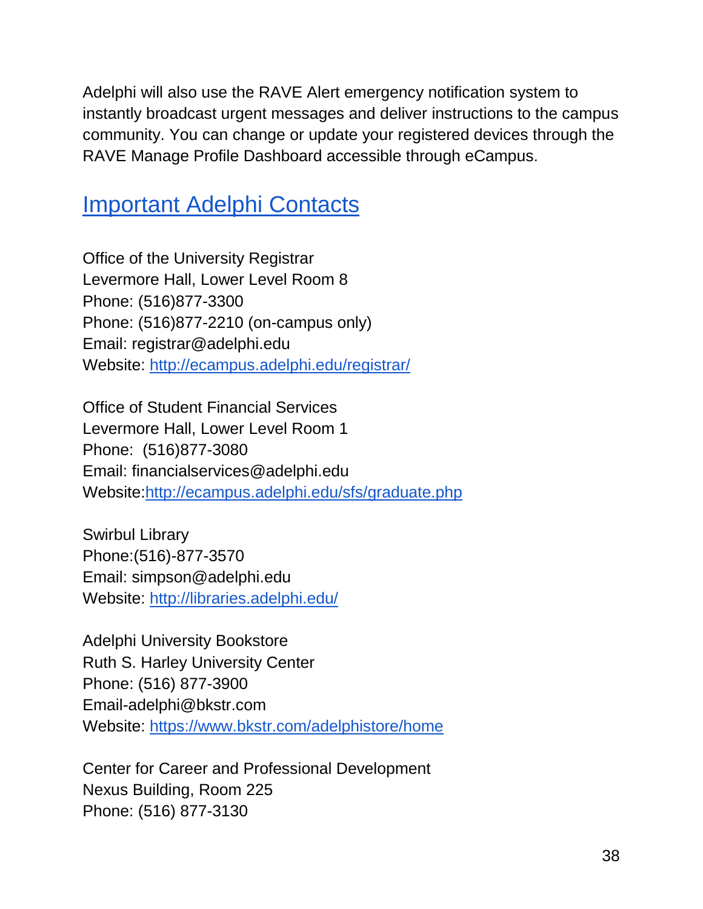Adelphi will also use the RAVE Alert emergency notification system to instantly broadcast urgent messages and deliver instructions to the campus community. You can change or update your registered devices through the RAVE Manage Profile Dashboard accessible through eCampus.

## Important Adelphi Contacts

Office of the University Registrar
Levermore Hall, Lower Level Room 8
Phone: (516)877-3300
Phone: (516)877-2210 (on-campus only)
Email: registrar@adelphi.edu
Website: http://ecampus.adelphi.edu/registrar/

Office of Student Financial Services
Levermore Hall, Lower Level Room 1
Phone: (516)877-3080
Email: financialservices@adelphi.edu
Website:http://ecampus.adelphi.edu/sfs/graduate.php

Swirbul Library
Phone:(516)-877-3570
Email: simpson@adelphi.edu
Website: http://libraries.adelphi.edu/

Adelphi University Bookstore
Ruth S. Harley University Center
Phone: (516) 877-3900
Email-adelphi@bkstr.com
Website: https://www.bkstr.com/adelphistore/home

Center for Career and Professional Development
Nexus Building, Room 225
Phone: (516) 877-3130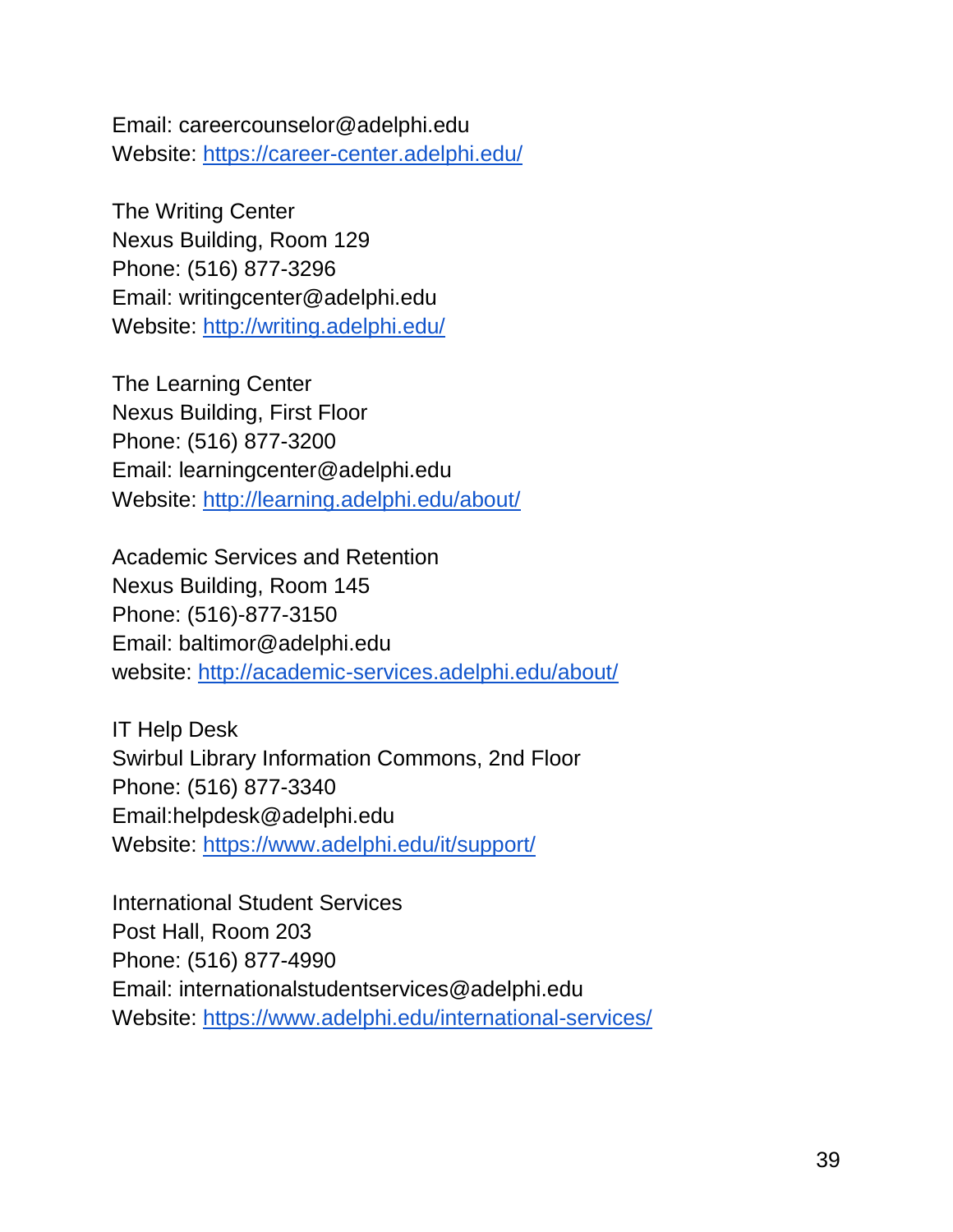Email: careercounselor@adelphi.edu
Website: https://career-center.adelphi.edu/

The Writing Center
Nexus Building, Room 129
Phone: (516) 877-3296
Email: writingcenter@adelphi.edu
Website: http://writing.adelphi.edu/

The Learning Center
Nexus Building, First Floor
Phone: (516) 877-3200
Email: learningcenter@adelphi.edu
Website: http://learning.adelphi.edu/about/

Academic Services and Retention
Nexus Building, Room 145
Phone: (516)-877-3150
Email: baltimor@adelphi.edu
website: http://academic-services.adelphi.edu/about/

IT Help Desk
Swirbul Library Information Commons, 2nd Floor
Phone: (516) 877-3340
Email:helpdesk@adelphi.edu
Website: https://www.adelphi.edu/it/support/

International Student Services
Post Hall, Room 203
Phone: (516) 877-4990
Email: internationalstudentservices@adelphi.edu
Website: https://www.adelphi.edu/international-services/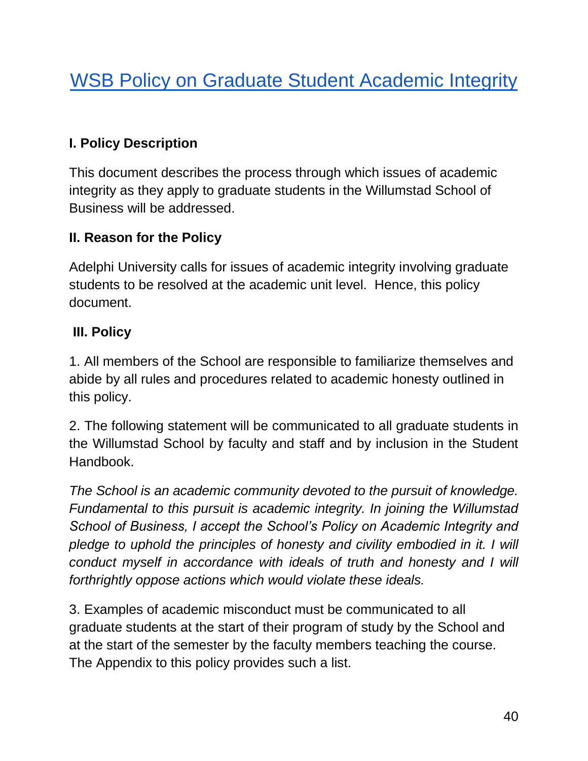# WSB Policy on Graduate Student Academic Integrity

**I. Policy Description**

This document describes the process through which issues of academic integrity as they apply to graduate students in the Willumstad School of Business will be addressed.

**II. Reason for the Policy**

Adelphi University calls for issues of academic integrity involving graduate students to be resolved at the academic unit level. Hence, this policy document.

**III. Policy**

1. All members of the School are responsible to familiarize themselves and abide by all rules and procedures related to academic honesty outlined in this policy.

2. The following statement will be communicated to all graduate students in the Willumstad School by faculty and staff and by inclusion in the Student Handbook.

*The School is an academic community devoted to the pursuit of knowledge. Fundamental to this pursuit is academic integrity. In joining the Willumstad School of Business, I accept the School's Policy on Academic Integrity and pledge to uphold the principles of honesty and civility embodied in it. I will conduct myself in accordance with ideals of truth and honesty and I will forthrightly oppose actions which would violate these ideals.*

3. Examples of academic misconduct must be communicated to all graduate students at the start of their program of study by the School and at the start of the semester by the faculty members teaching the course. The Appendix to this policy provides such a list.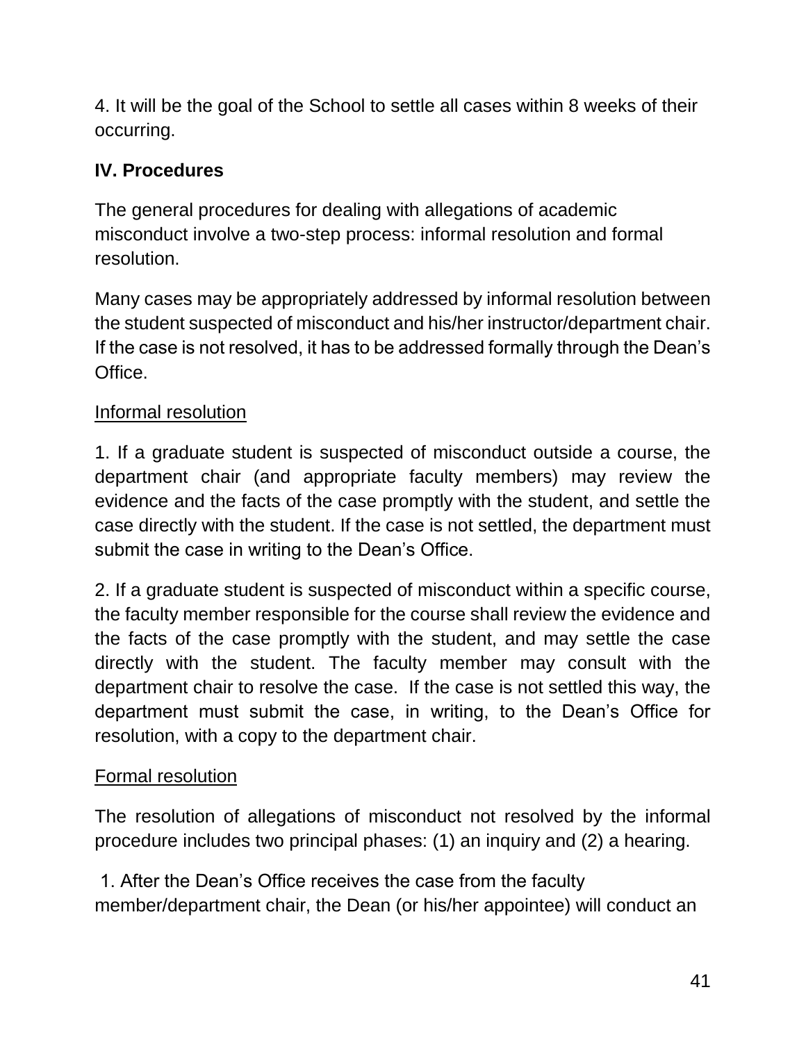4. It will be the goal of the School to settle all cases within 8 weeks of their occurring.

## IV. Procedures

The general procedures for dealing with allegations of academic misconduct involve a two-step process: informal resolution and formal resolution.

Many cases may be appropriately addressed by informal resolution between the student suspected of misconduct and his/her instructor/department chair. If the case is not resolved, it has to be addressed formally through the Dean's Office.

### Informal resolution

1. If a graduate student is suspected of misconduct outside a course, the department chair (and appropriate faculty members) may review the evidence and the facts of the case promptly with the student, and settle the case directly with the student. If the case is not settled, the department must submit the case in writing to the Dean's Office.

2. If a graduate student is suspected of misconduct within a specific course, the faculty member responsible for the course shall review the evidence and the facts of the case promptly with the student, and may settle the case directly with the student. The faculty member may consult with the department chair to resolve the case. If the case is not settled this way, the department must submit the case, in writing, to the Dean's Office for resolution, with a copy to the department chair.

### Formal resolution

The resolution of allegations of misconduct not resolved by the informal procedure includes two principal phases: (1) an inquiry and (2) a hearing.

1. After the Dean's Office receives the case from the faculty member/department chair, the Dean (or his/her appointee) will conduct an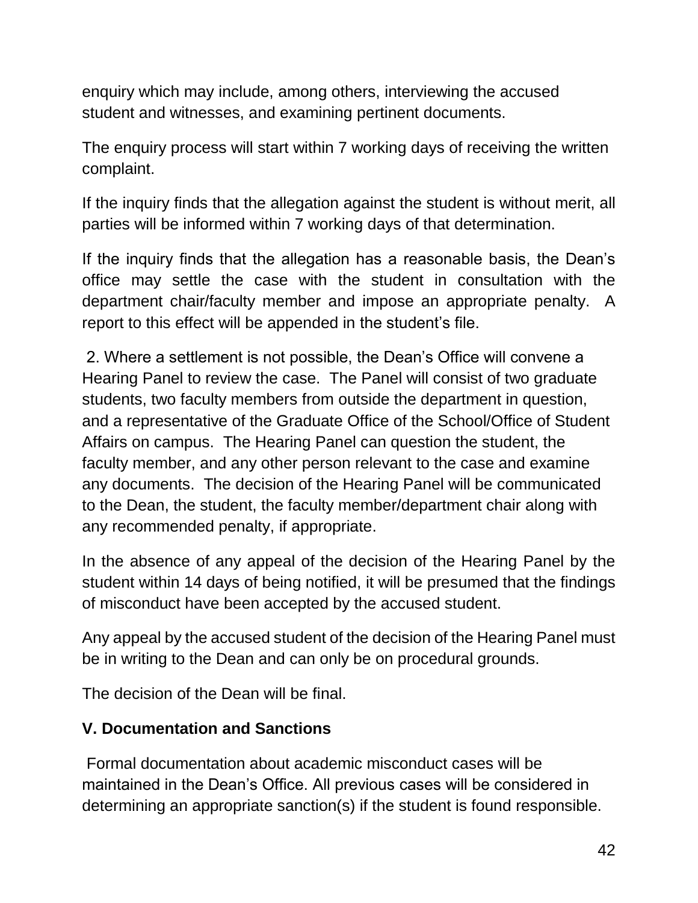enquiry which may include, among others, interviewing the accused student and witnesses, and examining pertinent documents.

The enquiry process will start within 7 working days of receiving the written complaint.

If the inquiry finds that the allegation against the student is without merit, all parties will be informed within 7 working days of that determination.

If the inquiry finds that the allegation has a reasonable basis, the Dean's office may settle the case with the student in consultation with the department chair/faculty member and impose an appropriate penalty. A report to this effect will be appended in the student's file.

2. Where a settlement is not possible, the Dean's Office will convene a Hearing Panel to review the case. The Panel will consist of two graduate students, two faculty members from outside the department in question, and a representative of the Graduate Office of the School/Office of Student Affairs on campus. The Hearing Panel can question the student, the faculty member, and any other person relevant to the case and examine any documents. The decision of the Hearing Panel will be communicated to the Dean, the student, the faculty member/department chair along with any recommended penalty, if appropriate.

In the absence of any appeal of the decision of the Hearing Panel by the student within 14 days of being notified, it will be presumed that the findings of misconduct have been accepted by the accused student.

Any appeal by the accused student of the decision of the Hearing Panel must be in writing to the Dean and can only be on procedural grounds.

The decision of the Dean will be final.

### V. Documentation and Sanctions

Formal documentation about academic misconduct cases will be maintained in the Dean's Office. All previous cases will be considered in determining an appropriate sanction(s) if the student is found responsible.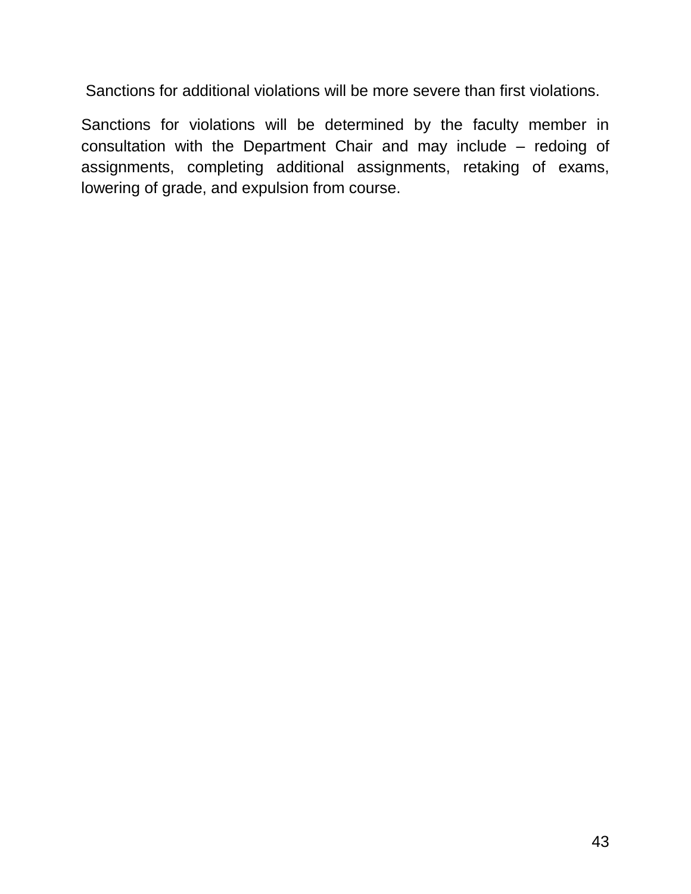Sanctions for additional violations will be more severe than first violations.

Sanctions for violations will be determined by the faculty member in consultation with the Department Chair and may include – redoing of assignments, completing additional assignments, retaking of exams, lowering of grade, and expulsion from course.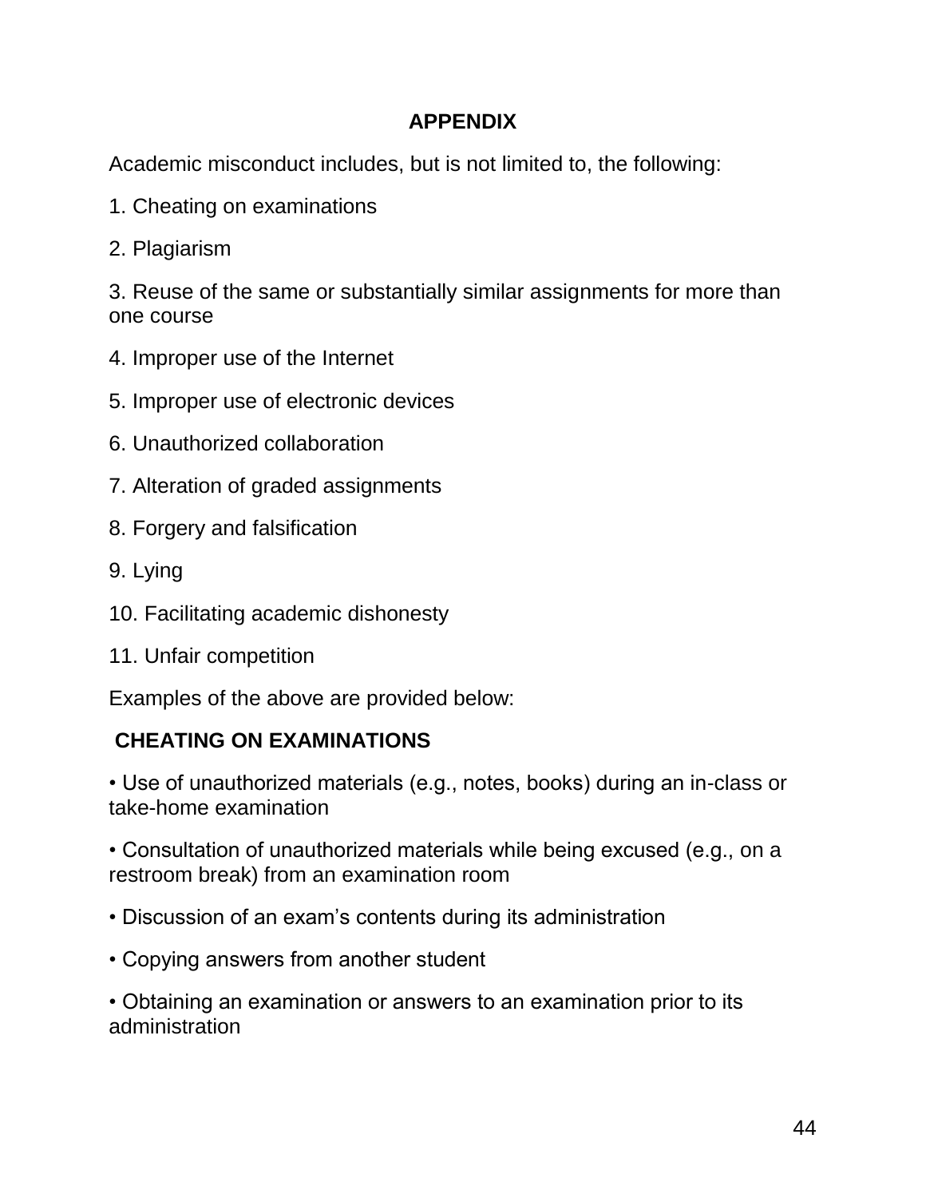## APPENDIX

Academic misconduct includes, but is not limited to, the following:

1. Cheating on examinations
2. Plagiarism
3. Reuse of the same or substantially similar assignments for more than one course
4. Improper use of the Internet
5. Improper use of electronic devices
6. Unauthorized collaboration
7. Alteration of graded assignments
8. Forgery and falsification
9. Lying
10. Facilitating academic dishonesty
11. Unfair competition

Examples of the above are provided below:

### CHEATING ON EXAMINATIONS

- Use of unauthorized materials (e.g., notes, books) during an in-class or take-home examination
- Consultation of unauthorized materials while being excused (e.g., on a restroom break) from an examination room
- Discussion of an exam's contents during its administration
- Copying answers from another student
- Obtaining an examination or answers to an examination prior to its administration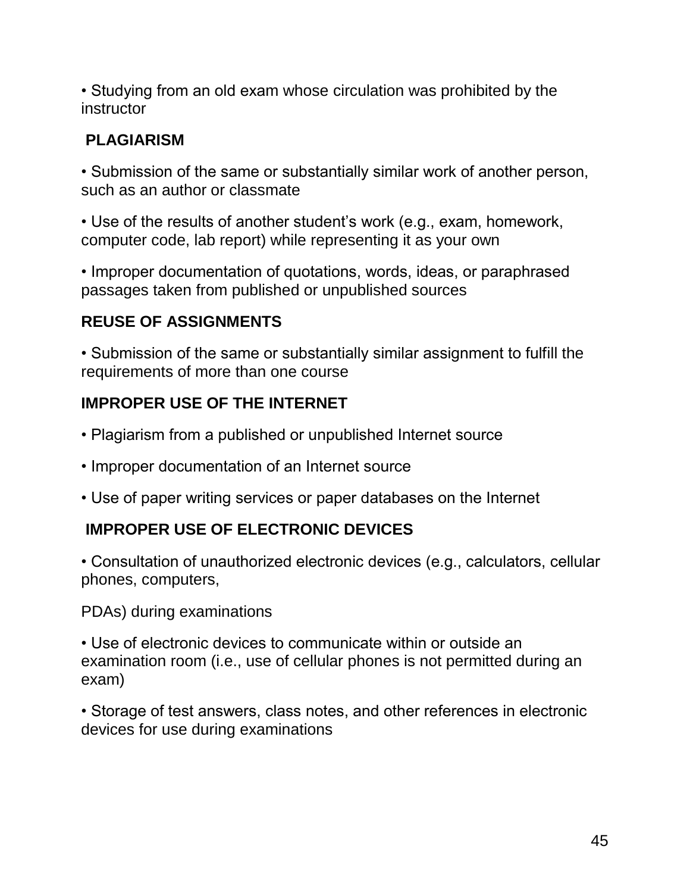- Studying from an old exam whose circulation was prohibited by the instructor

**PLAGIARISM**

- Submission of the same or substantially similar work of another person, such as an author or classmate

- Use of the results of another student's work (e.g., exam, homework, computer code, lab report) while representing it as your own

- Improper documentation of quotations, words, ideas, or paraphrased passages taken from published or unpublished sources

**REUSE OF ASSIGNMENTS**

- Submission of the same or substantially similar assignment to fulfill the requirements of more than one course

**IMPROPER USE OF THE INTERNET**

- Plagiarism from a published or unpublished Internet source

- Improper documentation of an Internet source

- Use of paper writing services or paper databases on the Internet

**IMPROPER USE OF ELECTRONIC DEVICES**

- Consultation of unauthorized electronic devices (e.g., calculators, cellular phones, computers, PDAs) during examinations

- Use of electronic devices to communicate within or outside an examination room (i.e., use of cellular phones is not permitted during an exam)

- Storage of test answers, class notes, and other references in electronic devices for use during examinations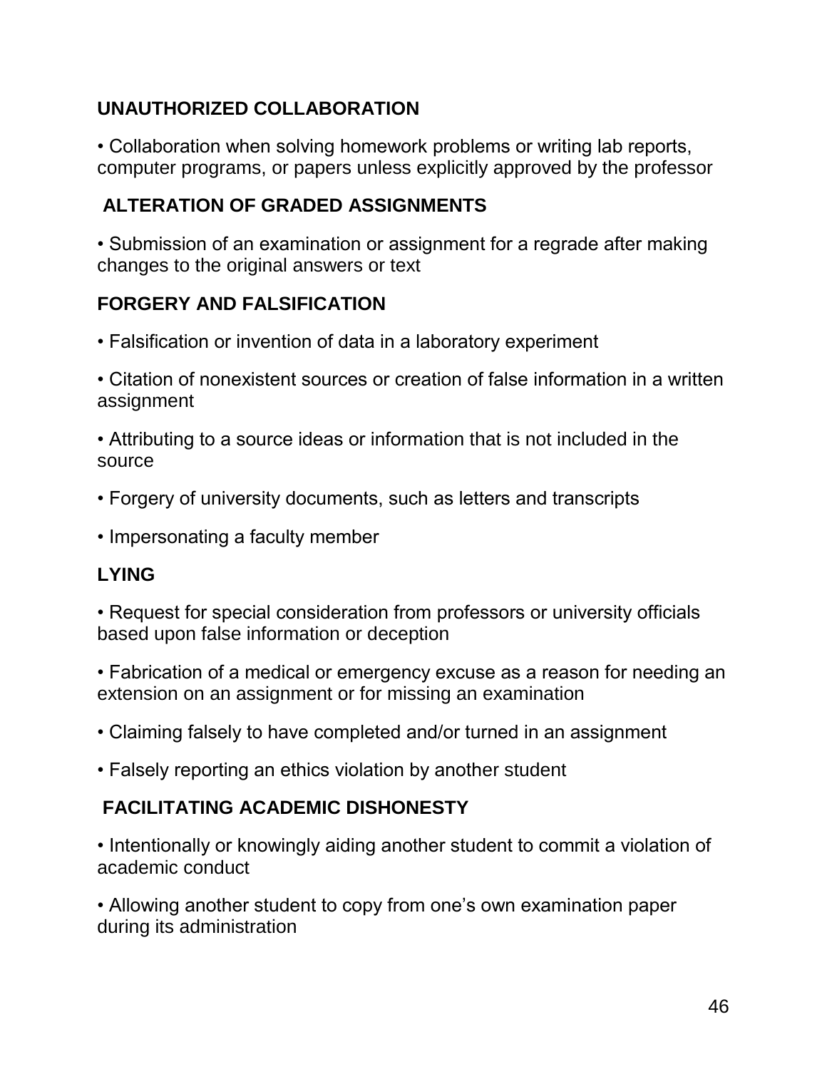**UNAUTHORIZED COLLABORATION**

- Collaboration when solving homework problems or writing lab reports, computer programs, or papers unless explicitly approved by the professor

**ALTERATION OF GRADED ASSIGNMENTS**

- Submission of an examination or assignment for a regrade after making changes to the original answers or text

**FORGERY AND FALSIFICATION**

- Falsification or invention of data in a laboratory experiment
- Citation of nonexistent sources or creation of false information in a written assignment
- Attributing to a source ideas or information that is not included in the source
- Forgery of university documents, such as letters and transcripts
- Impersonating a faculty member

**LYING**

- Request for special consideration from professors or university officials based upon false information or deception
- Fabrication of a medical or emergency excuse as a reason for needing an extension on an assignment or for missing an examination
- Claiming falsely to have completed and/or turned in an assignment
- Falsely reporting an ethics violation by another student

**FACILITATING ACADEMIC DISHONESTY**

- Intentionally or knowingly aiding another student to commit a violation of academic conduct
- Allowing another student to copy from one's own examination paper during its administration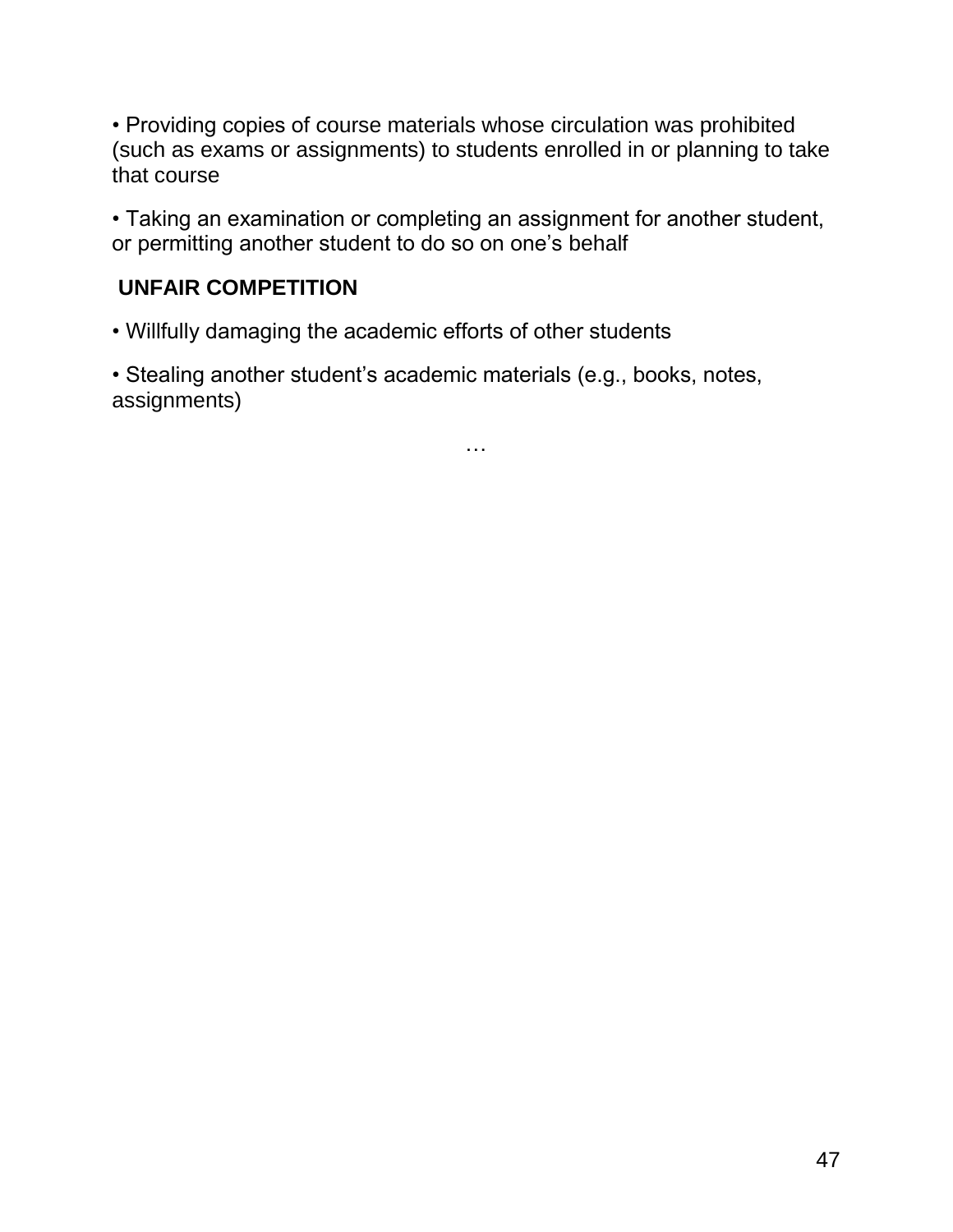- Providing copies of course materials whose circulation was prohibited (such as exams or assignments) to students enrolled in or planning to take that course
- Taking an examination or completing an assignment for another student, or permitting another student to do so on one's behalf

**UNFAIR COMPETITION**

- Willfully damaging the academic efforts of other students
- Stealing another student's academic materials (e.g., books, notes, assignments)

…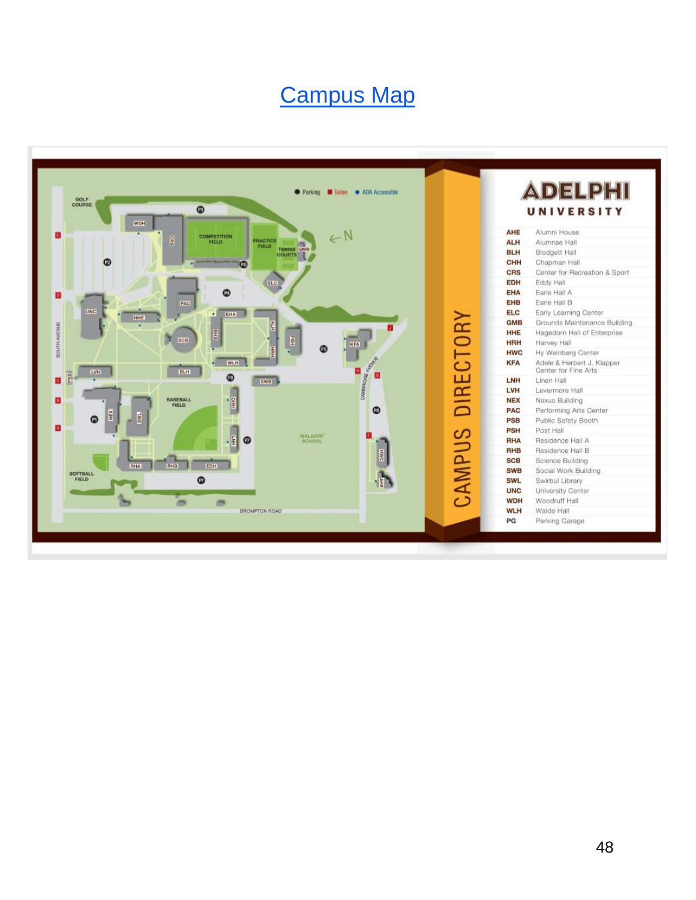# Campus Map

Parking Gates ADA Accessible

GOLF COURSE

SOUTH AVENUE

COMPETITION FIELD

PRACTICE FIELD

TENNIS COURTS

BASEBALL FIELD

SOFTBALL FIELD

WALDORF SCHOOL

CAMBRIDGE AVENUE

BROMPTON ROAD

CAMPUS DIRECTORY

ADELPHI UNIVERSITY

| | |
|---|---|
| AHE | Alumni House |
| ALH | Alumnae Hall |
| BLH | Blodgett Hall |
| CHH | Chapman Hall |
| CRS | Center for Recreation & Sport |
| EDH | Eddy Hall |
| EHA | Earle Hall A |
| EHB | Earle Hall B |
| ELC | Early Learning Center |
| GMB | Grounds Maintenance Building |
| HHE | Hagedorn Hall of Enterprise |
| HRH | Harvey Hall |
| HWC | Hy Weinberg Center |
| KFA | Adele & Herbert J. Klapper Center for Fine Arts |
| LNH | Linen Hall |
| LVH | Levermore Hall |
| NEX | Nexus Building |
| PAC | Performing Arts Center |
| PSB | Public Safety Booth |
| PSH | Post Hall |
| RHA | Residence Hall A |
| RHB | Residence Hall B |
| SCB | Science Building |
| SWB | Social Work Building |
| SWL | Swirbul Library |
| UNC | University Center |
| WDH | Woodruff Hall |
| WLH | Waldo Hall |
| PG | Parking Garage |